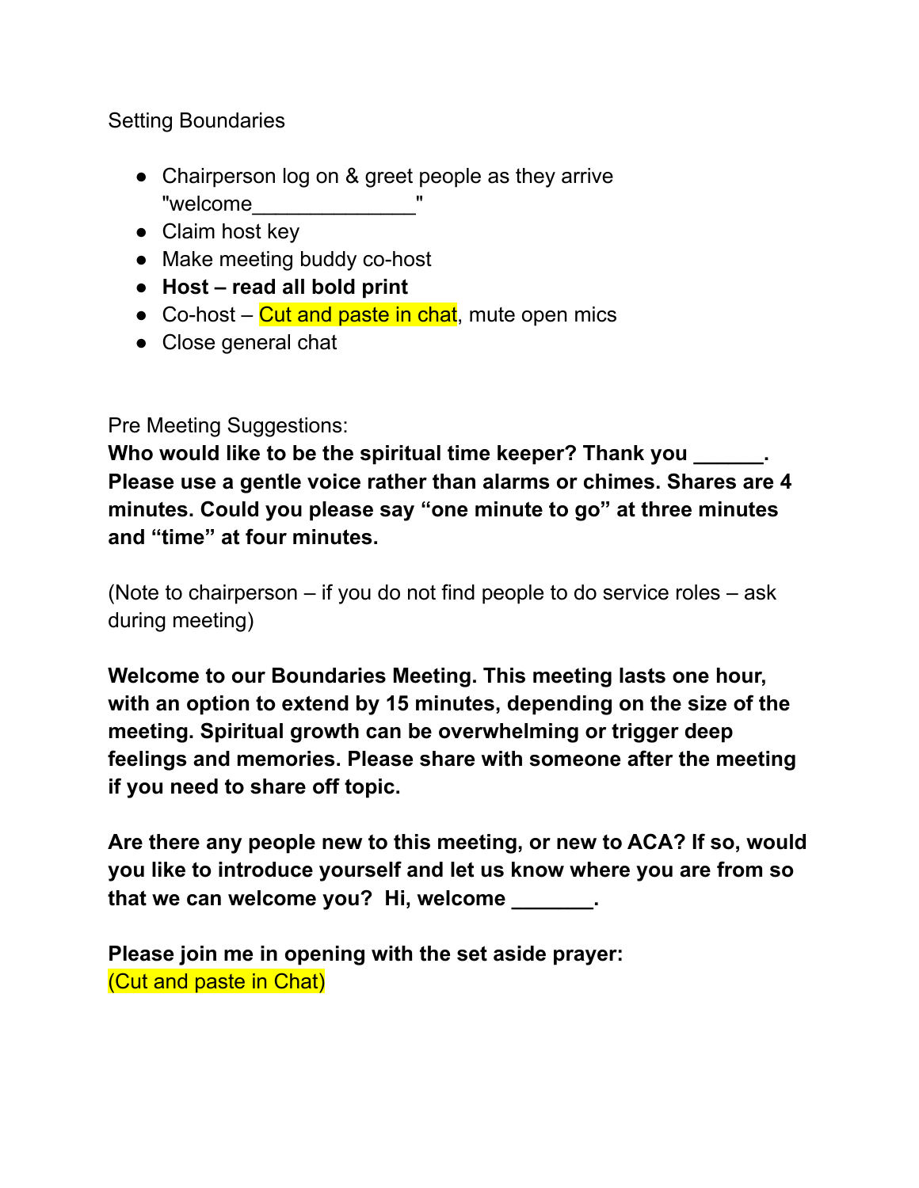Setting Boundaries

- Chairperson log on & greet people as they arrive "welcome______________"
- Claim host key
- Make meeting buddy co-host
- **Host – read all bold print**
- Co-host – Cut and paste in chat, mute open mics
- Close general chat

Pre Meeting Suggestions:

**Who would like to be the spiritual time keeper? Thank you ______. Please use a gentle voice rather than alarms or chimes. Shares are 4 minutes. Could you please say "one minute to go" at three minutes and "time" at four minutes.**

(Note to chairperson – if you do not find people to do service roles – ask during meeting)

**Welcome to our Boundaries Meeting. This meeting lasts one hour, with an option to extend by 15 minutes, depending on the size of the meeting. Spiritual growth can be overwhelming or trigger deep feelings and memories. Please share with someone after the meeting if you need to share off topic.**

**Are there any people new to this meeting, or new to ACA? If so, would you like to introduce yourself and let us know where you are from so that we can welcome you? Hi, welcome _______.**

**Please join me in opening with the set aside prayer:**

(Cut and paste in Chat)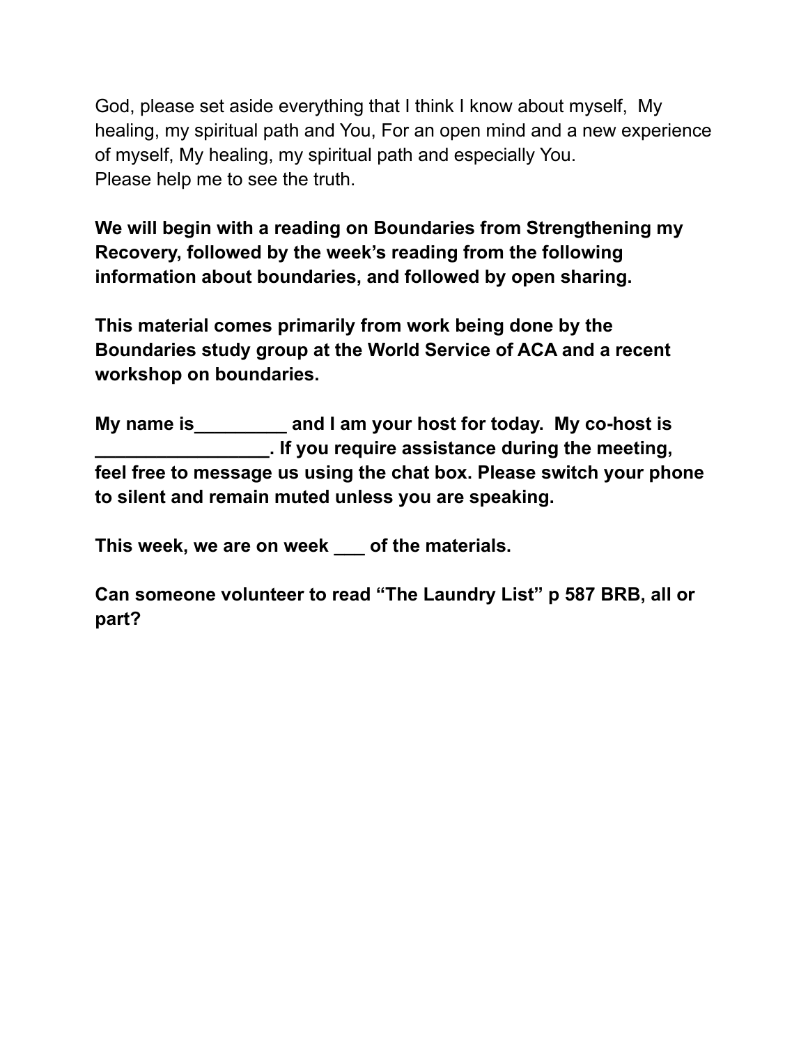God, please set aside everything that I think I know about myself, My healing, my spiritual path and You, For an open mind and a new experience of myself, My healing, my spiritual path and especially You.
Please help me to see the truth.

**We will begin with a reading on Boundaries from Strengthening my Recovery, followed by the week's reading from the following information about boundaries, and followed by open sharing.**

**This material comes primarily from work being done by the Boundaries study group at the World Service of ACA and a recent workshop on boundaries.**

**My name is_________ and I am your host for today. My co-host is ________________. If you require assistance during the meeting, feel free to message us using the chat box. Please switch your phone to silent and remain muted unless you are speaking.**

**This week, we are on week ___ of the materials.**

**Can someone volunteer to read "The Laundry List" p 587 BRB, all or part?**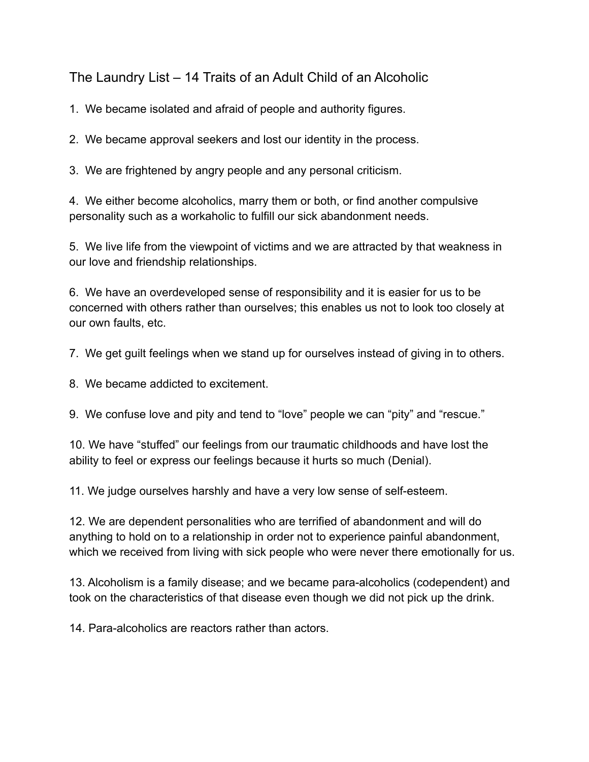## The Laundry List – 14 Traits of an Adult Child of an Alcoholic

1. We became isolated and afraid of people and authority figures.

2. We became approval seekers and lost our identity in the process.

3. We are frightened by angry people and any personal criticism.

4. We either become alcoholics, marry them or both, or find another compulsive personality such as a workaholic to fulfill our sick abandonment needs.

5. We live life from the viewpoint of victims and we are attracted by that weakness in our love and friendship relationships.

6. We have an overdeveloped sense of responsibility and it is easier for us to be concerned with others rather than ourselves; this enables us not to look too closely at our own faults, etc.

7. We get guilt feelings when we stand up for ourselves instead of giving in to others.

8. We became addicted to excitement.

9. We confuse love and pity and tend to “love” people we can “pity” and “rescue.”

10. We have “stuffed” our feelings from our traumatic childhoods and have lost the ability to feel or express our feelings because it hurts so much (Denial).

11. We judge ourselves harshly and have a very low sense of self-esteem.

12. We are dependent personalities who are terrified of abandonment and will do anything to hold on to a relationship in order not to experience painful abandonment, which we received from living with sick people who were never there emotionally for us.

13. Alcoholism is a family disease; and we became para-alcoholics (codependent) and took on the characteristics of that disease even though we did not pick up the drink.

14. Para-alcoholics are reactors rather than actors.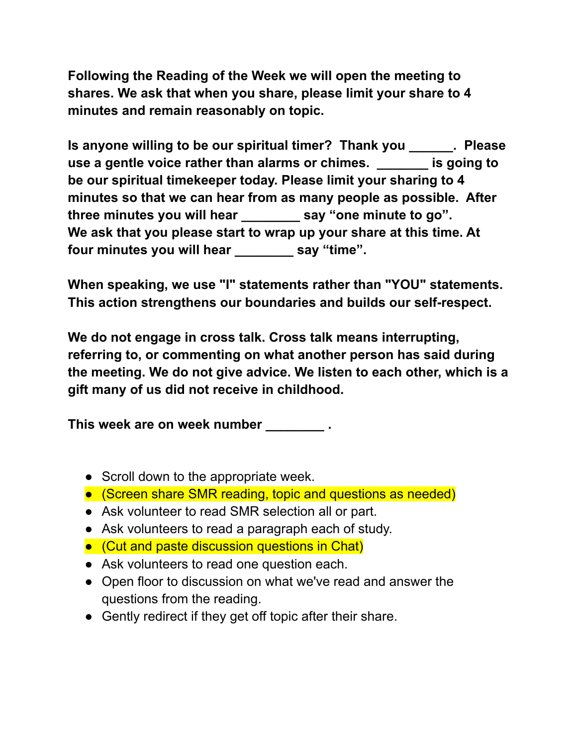**Following the Reading of the Week we will open the meeting to shares. We ask that when you share, please limit your share to 4 minutes and remain reasonably on topic.**

**Is anyone willing to be our spiritual timer? Thank you ______. Please use a gentle voice rather than alarms or chimes. _______ is going to be our spiritual timekeeper today. Please limit your sharing to 4 minutes so that we can hear from as many people as possible. After three minutes you will hear ________ say "one minute to go". We ask that you please start to wrap up your share at this time. At four minutes you will hear ________ say "time".**

**When speaking, we use "I" statements rather than "YOU" statements. This action strengthens our boundaries and builds our self-respect.**

**We do not engage in cross talk. Cross talk means interrupting, referring to, or commenting on what another person has said during the meeting. We do not give advice. We listen to each other, which is a gift many of us did not receive in childhood.**

**This week are on week number ________ .**

- Scroll down to the appropriate week.
- (Screen share SMR reading, topic and questions as needed)
- Ask volunteer to read SMR selection all or part.
- Ask volunteers to read a paragraph each of study.
- (Cut and paste discussion questions in Chat)
- Ask volunteers to read one question each.
- Open floor to discussion on what we've read and answer the questions from the reading.
- Gently redirect if they get off topic after their share.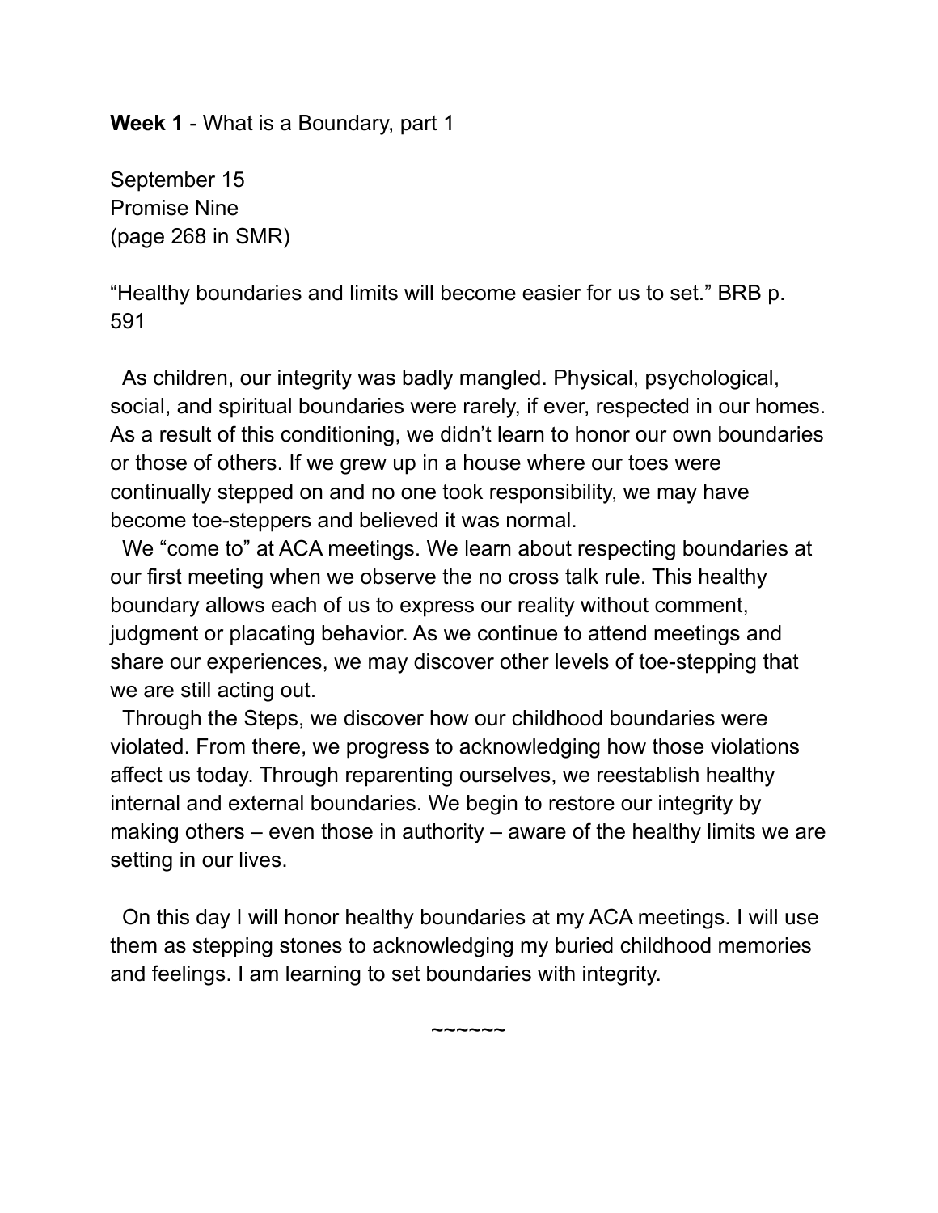**Week 1** - What is a Boundary, part 1

September 15  
Promise Nine  
(page 268 in SMR)

"Healthy boundaries and limits will become easier for us to set." BRB p. 591

As children, our integrity was badly mangled. Physical, psychological, social, and spiritual boundaries were rarely, if ever, respected in our homes. As a result of this conditioning, we didn't learn to honor our own boundaries or those of others. If we grew up in a house where our toes were continually stepped on and no one took responsibility, we may have become toe-steppers and believed it was normal.

We "come to" at ACA meetings. We learn about respecting boundaries at our first meeting when we observe the no cross talk rule. This healthy boundary allows each of us to express our reality without comment, judgment or placating behavior. As we continue to attend meetings and share our experiences, we may discover other levels of toe-stepping that we are still acting out.

Through the Steps, we discover how our childhood boundaries were violated. From there, we progress to acknowledging how those violations affect us today. Through reparenting ourselves, we reestablish healthy internal and external boundaries. We begin to restore our integrity by making others – even those in authority – aware of the healthy limits we are setting in our lives.

On this day I will honor healthy boundaries at my ACA meetings. I will use them as stepping stones to acknowledging my buried childhood memories and feelings. I am learning to set boundaries with integrity.

~~~~~~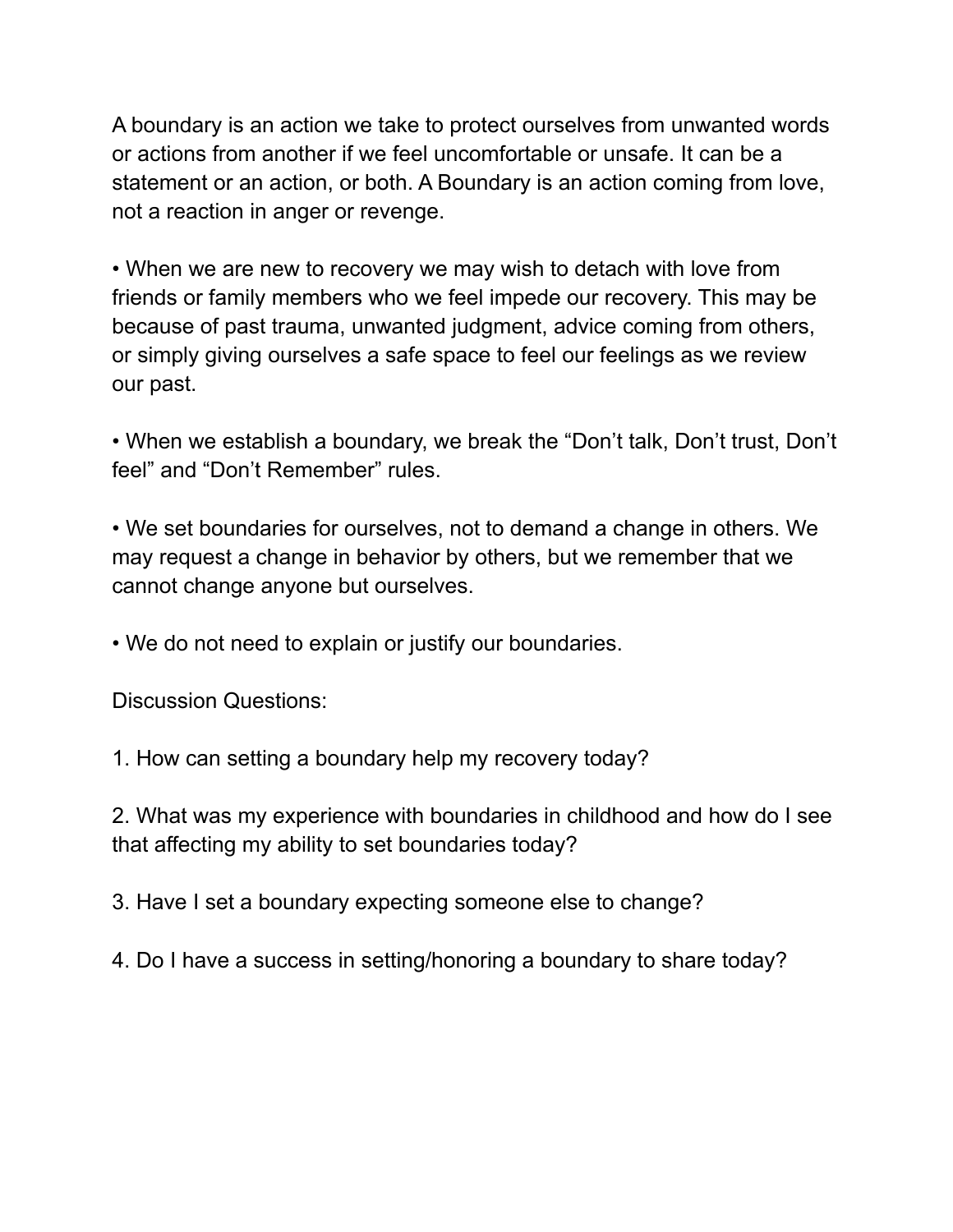A boundary is an action we take to protect ourselves from unwanted words or actions from another if we feel uncomfortable or unsafe. It can be a statement or an action, or both. A Boundary is an action coming from love, not a reaction in anger or revenge.

- When we are new to recovery we may wish to detach with love from friends or family members who we feel impede our recovery. This may be because of past trauma, unwanted judgment, advice coming from others, or simply giving ourselves a safe space to feel our feelings as we review our past.

- When we establish a boundary, we break the "Don't talk, Don't trust, Don't feel" and "Don't Remember" rules.

- We set boundaries for ourselves, not to demand a change in others. We may request a change in behavior by others, but we remember that we cannot change anyone but ourselves.

- We do not need to explain or justify our boundaries.

Discussion Questions:

1. How can setting a boundary help my recovery today?

2. What was my experience with boundaries in childhood and how do I see that affecting my ability to set boundaries today?

3. Have I set a boundary expecting someone else to change?

4. Do I have a success in setting/honoring a boundary to share today?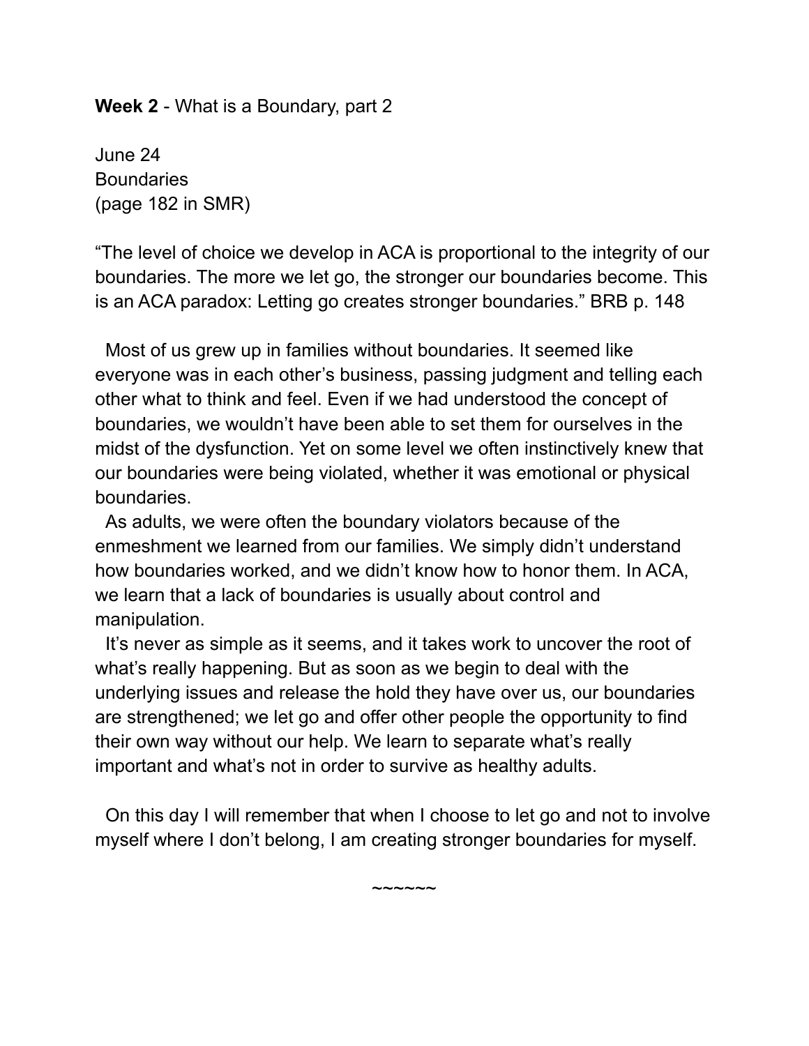**Week 2** - What is a Boundary, part 2

June 24
Boundaries
(page 182 in SMR)

"The level of choice we develop in ACA is proportional to the integrity of our boundaries. The more we let go, the stronger our boundaries become. This is an ACA paradox: Letting go creates stronger boundaries." BRB p. 148

Most of us grew up in families without boundaries. It seemed like everyone was in each other's business, passing judgment and telling each other what to think and feel. Even if we had understood the concept of boundaries, we wouldn't have been able to set them for ourselves in the midst of the dysfunction. Yet on some level we often instinctively knew that our boundaries were being violated, whether it was emotional or physical boundaries.

As adults, we were often the boundary violators because of the enmeshment we learned from our families. We simply didn't understand how boundaries worked, and we didn't know how to honor them. In ACA, we learn that a lack of boundaries is usually about control and manipulation.

It's never as simple as it seems, and it takes work to uncover the root of what's really happening. But as soon as we begin to deal with the underlying issues and release the hold they have over us, our boundaries are strengthened; we let go and offer other people the opportunity to find their own way without our help. We learn to separate what's really important and what's not in order to survive as healthy adults.

On this day I will remember that when I choose to let go and not to involve myself where I don't belong, I am creating stronger boundaries for myself.

~~~~~~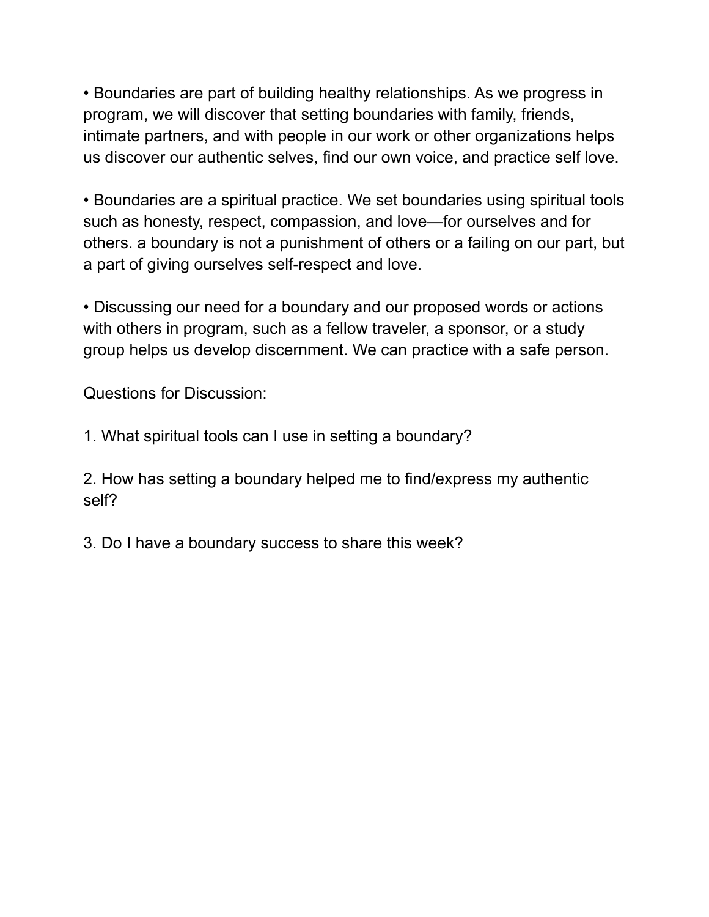- Boundaries are part of building healthy relationships. As we progress in program, we will discover that setting boundaries with family, friends, intimate partners, and with people in our work or other organizations helps us discover our authentic selves, find our own voice, and practice self love.

- Boundaries are a spiritual practice. We set boundaries using spiritual tools such as honesty, respect, compassion, and love—for ourselves and for others. a boundary is not a punishment of others or a failing on our part, but a part of giving ourselves self-respect and love.

- Discussing our need for a boundary and our proposed words or actions with others in program, such as a fellow traveler, a sponsor, or a study group helps us develop discernment. We can practice with a safe person.

Questions for Discussion:

1. What spiritual tools can I use in setting a boundary?

2. How has setting a boundary helped me to find/express my authentic self?

3. Do I have a boundary success to share this week?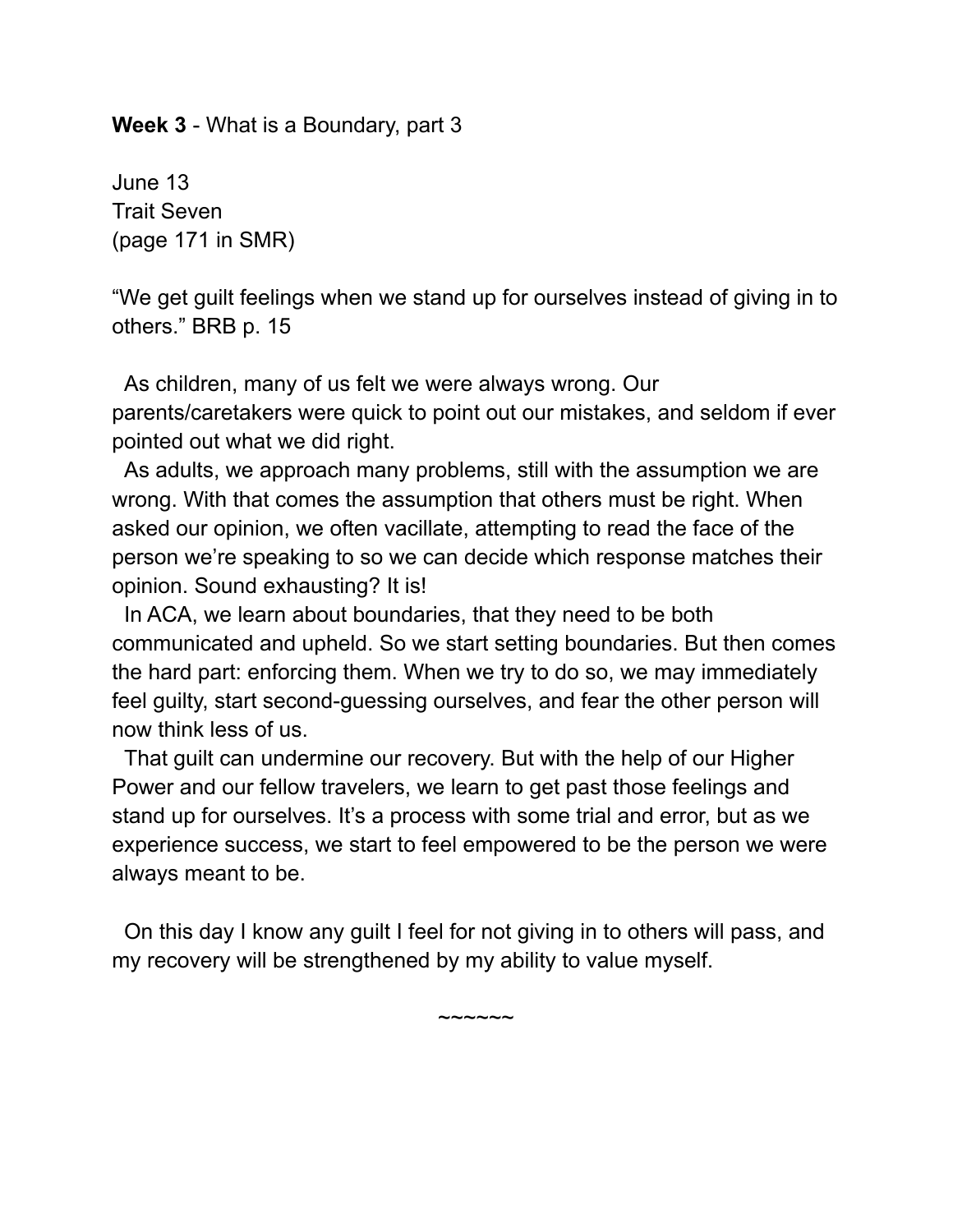**Week 3** - What is a Boundary, part 3

June 13
Trait Seven
(page 171 in SMR)

"We get guilt feelings when we stand up for ourselves instead of giving in to others." BRB p. 15

As children, many of us felt we were always wrong. Our parents/caretakers were quick to point out our mistakes, and seldom if ever pointed out what we did right.

As adults, we approach many problems, still with the assumption we are wrong. With that comes the assumption that others must be right. When asked our opinion, we often vacillate, attempting to read the face of the person we're speaking to so we can decide which response matches their opinion. Sound exhausting? It is!

In ACA, we learn about boundaries, that they need to be both communicated and upheld. So we start setting boundaries. But then comes the hard part: enforcing them. When we try to do so, we may immediately feel guilty, start second-guessing ourselves, and fear the other person will now think less of us.

That guilt can undermine our recovery. But with the help of our Higher Power and our fellow travelers, we learn to get past those feelings and stand up for ourselves. It's a process with some trial and error, but as we experience success, we start to feel empowered to be the person we were always meant to be.

On this day I know any guilt I feel for not giving in to others will pass, and my recovery will be strengthened by my ability to value myself.

~~~~~~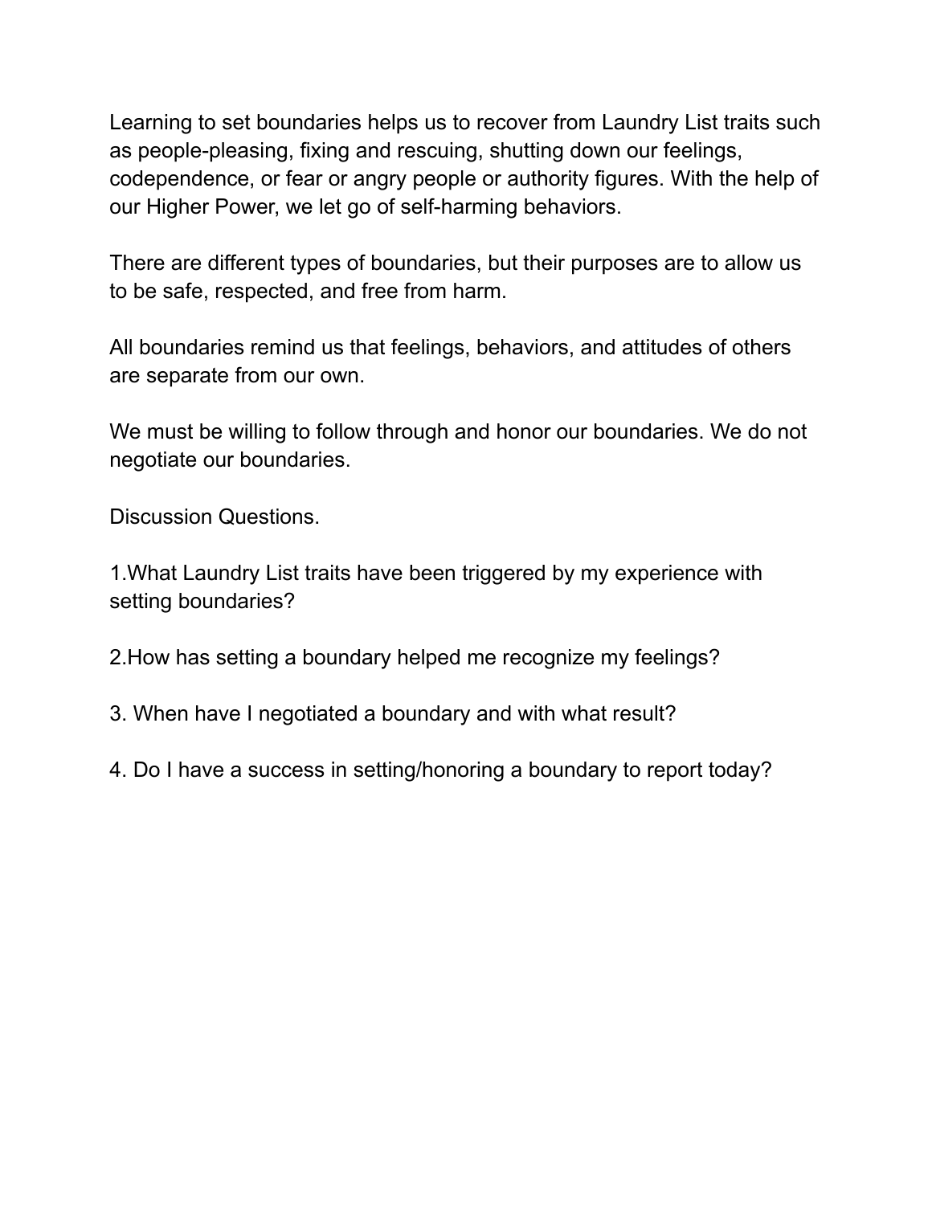Learning to set boundaries helps us to recover from Laundry List traits such as people-pleasing, fixing and rescuing, shutting down our feelings, codependence, or fear or angry people or authority figures. With the help of our Higher Power, we let go of self-harming behaviors.

There are different types of boundaries, but their purposes are to allow us to be safe, respected, and free from harm.

All boundaries remind us that feelings, behaviors, and attitudes of others are separate from our own.

We must be willing to follow through and honor our boundaries. We do not negotiate our boundaries.

Discussion Questions.

1.What Laundry List traits have been triggered by my experience with setting boundaries?

2.How has setting a boundary helped me recognize my feelings?

3. When have I negotiated a boundary and with what result?

4. Do I have a success in setting/honoring a boundary to report today?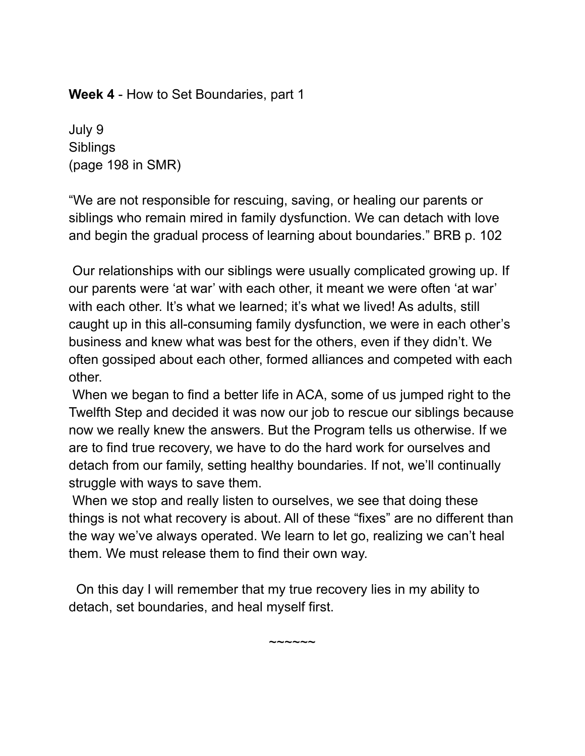**Week 4** - How to Set Boundaries, part 1

July 9
Siblings
(page 198 in SMR)

"We are not responsible for rescuing, saving, or healing our parents or siblings who remain mired in family dysfunction. We can detach with love and begin the gradual process of learning about boundaries." BRB p. 102

Our relationships with our siblings were usually complicated growing up. If our parents were 'at war' with each other, it meant we were often 'at war' with each other. It's what we learned; it's what we lived! As adults, still caught up in this all-consuming family dysfunction, we were in each other's business and knew what was best for the others, even if they didn't. We often gossiped about each other, formed alliances and competed with each other.

When we began to find a better life in ACA, some of us jumped right to the Twelfth Step and decided it was now our job to rescue our siblings because now we really knew the answers. But the Program tells us otherwise. If we are to find true recovery, we have to do the hard work for ourselves and detach from our family, setting healthy boundaries. If not, we'll continually struggle with ways to save them.

When we stop and really listen to ourselves, we see that doing these things is not what recovery is about. All of these "fixes" are no different than the way we've always operated. We learn to let go, realizing we can't heal them. We must release them to find their own way.

On this day I will remember that my true recovery lies in my ability to detach, set boundaries, and heal myself first.

~~~~~~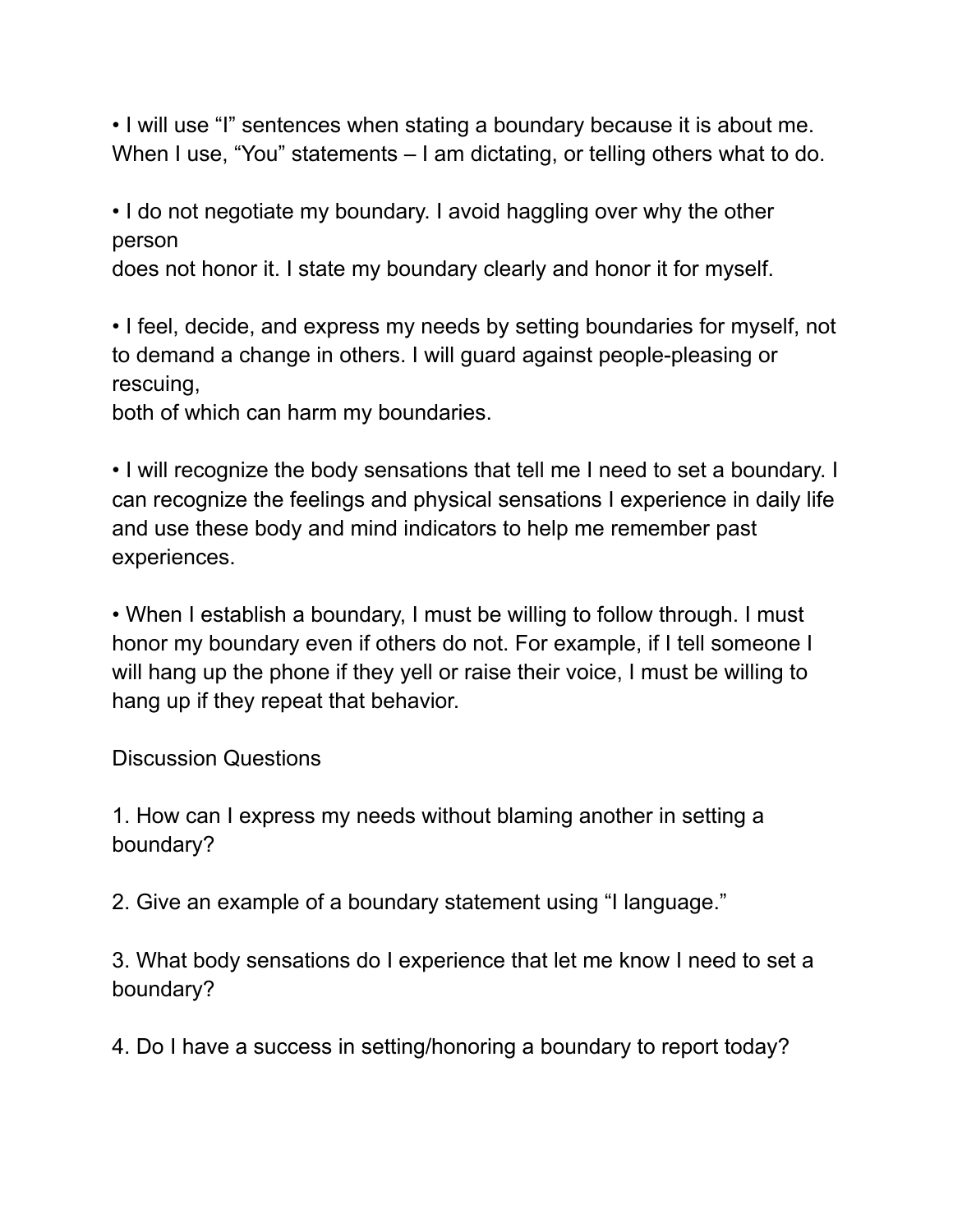- I will use "I" sentences when stating a boundary because it is about me. When I use, "You" statements – I am dictating, or telling others what to do.

- I do not negotiate my boundary. I avoid haggling over why the other person does not honor it. I state my boundary clearly and honor it for myself.

- I feel, decide, and express my needs by setting boundaries for myself, not to demand a change in others. I will guard against people-pleasing or rescuing, both of which can harm my boundaries.

- I will recognize the body sensations that tell me I need to set a boundary. I can recognize the feelings and physical sensations I experience in daily life and use these body and mind indicators to help me remember past experiences.

- When I establish a boundary, I must be willing to follow through. I must honor my boundary even if others do not. For example, if I tell someone I will hang up the phone if they yell or raise their voice, I must be willing to hang up if they repeat that behavior.

Discussion Questions

1. How can I express my needs without blaming another in setting a boundary?

2. Give an example of a boundary statement using "I language."

3. What body sensations do I experience that let me know I need to set a boundary?

4. Do I have a success in setting/honoring a boundary to report today?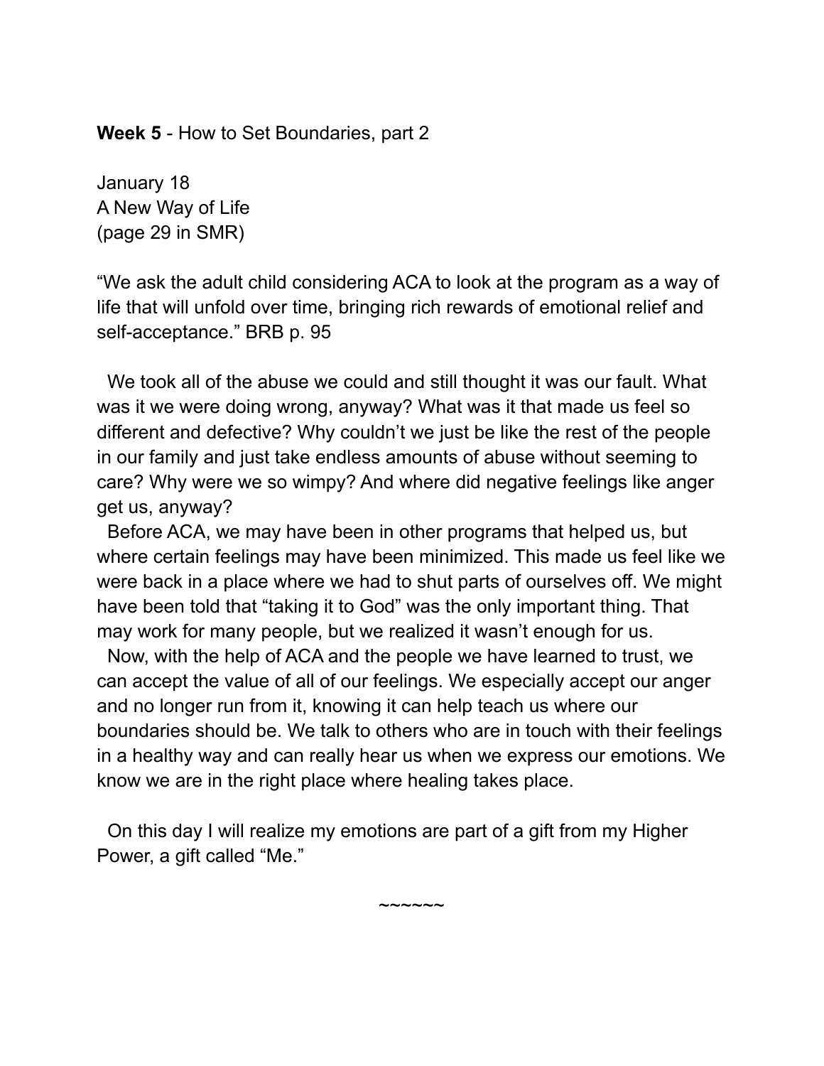**Week 5** - How to Set Boundaries, part 2

January 18
A New Way of Life
(page 29 in SMR)

"We ask the adult child considering ACA to look at the program as a way of life that will unfold over time, bringing rich rewards of emotional relief and self-acceptance." BRB p. 95

We took all of the abuse we could and still thought it was our fault. What was it we were doing wrong, anyway? What was it that made us feel so different and defective? Why couldn't we just be like the rest of the people in our family and just take endless amounts of abuse without seeming to care? Why were we so wimpy? And where did negative feelings like anger get us, anyway?

Before ACA, we may have been in other programs that helped us, but where certain feelings may have been minimized. This made us feel like we were back in a place where we had to shut parts of ourselves off. We might have been told that "taking it to God" was the only important thing. That may work for many people, but we realized it wasn't enough for us.

Now, with the help of ACA and the people we have learned to trust, we can accept the value of all of our feelings. We especially accept our anger and no longer run from it, knowing it can help teach us where our boundaries should be. We talk to others who are in touch with their feelings in a healthy way and can really hear us when we express our emotions. We know we are in the right place where healing takes place.

On this day I will realize my emotions are part of a gift from my Higher Power, a gift called "Me."

~~~~~~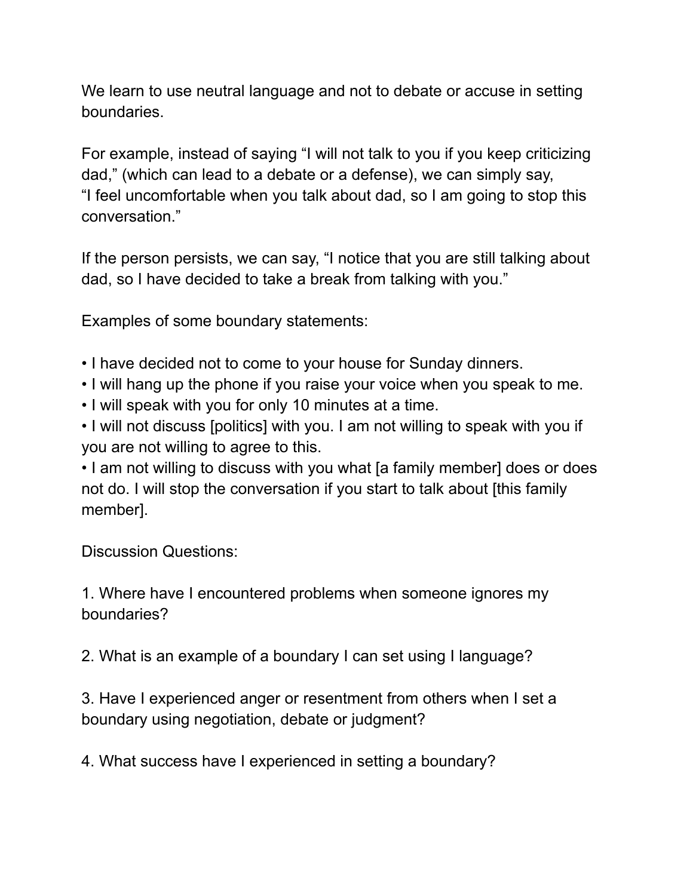We learn to use neutral language and not to debate or accuse in setting boundaries.

For example, instead of saying “I will not talk to you if you keep criticizing dad,” (which can lead to a debate or a defense), we can simply say, “I feel uncomfortable when you talk about dad, so I am going to stop this conversation.”

If the person persists, we can say, “I notice that you are still talking about dad, so I have decided to take a break from talking with you.”

Examples of some boundary statements:

- I have decided not to come to your house for Sunday dinners.
- I will hang up the phone if you raise your voice when you speak to me.
- I will speak with you for only 10 minutes at a time.
- I will not discuss [politics] with you. I am not willing to speak with you if you are not willing to agree to this.
- I am not willing to discuss with you what [a family member] does or does not do. I will stop the conversation if you start to talk about [this family member].

Discussion Questions:

1. Where have I encountered problems when someone ignores my boundaries?

2. What is an example of a boundary I can set using I language?

3. Have I experienced anger or resentment from others when I set a boundary using negotiation, debate or judgment?

4. What success have I experienced in setting a boundary?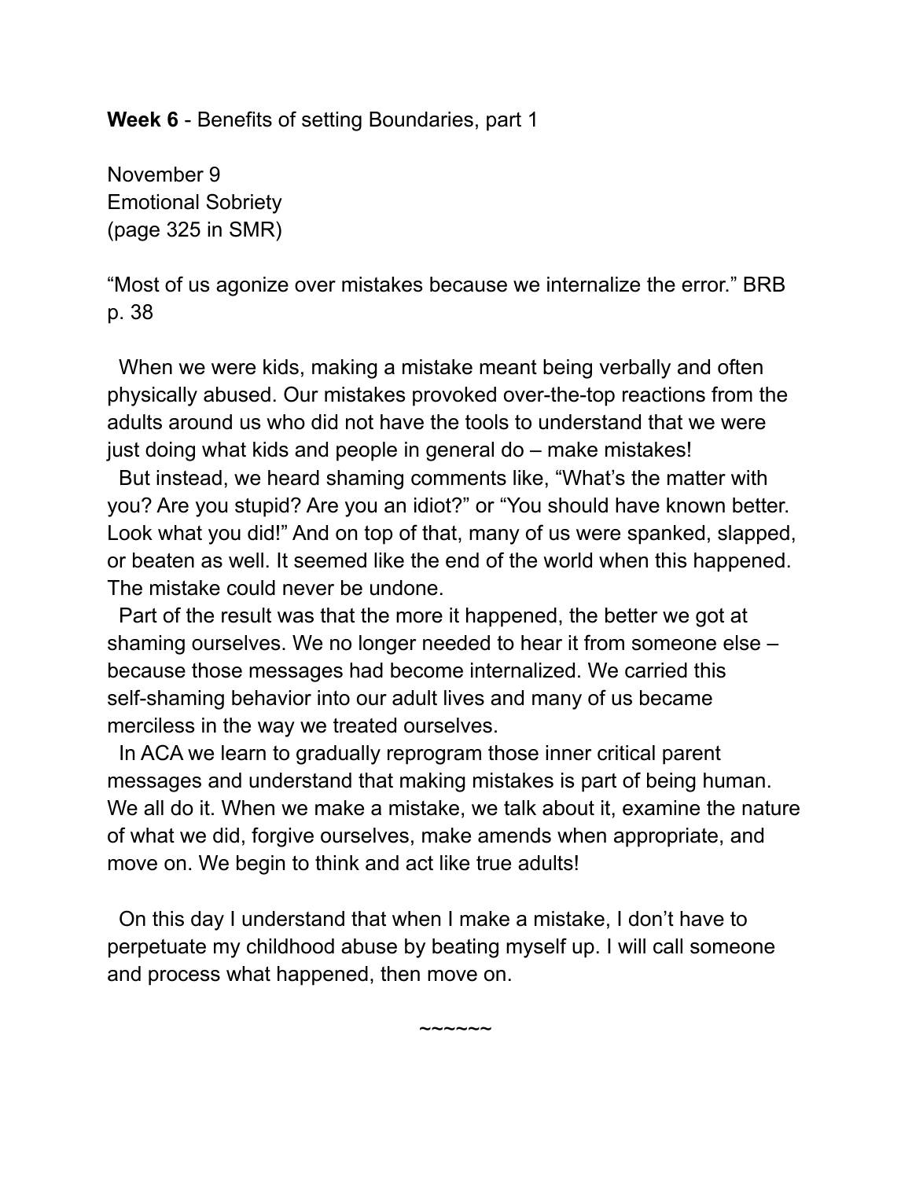**Week 6** - Benefits of setting Boundaries, part 1

November 9
Emotional Sobriety
(page 325 in SMR)

"Most of us agonize over mistakes because we internalize the error." BRB p. 38

When we were kids, making a mistake meant being verbally and often physically abused. Our mistakes provoked over-the-top reactions from the adults around us who did not have the tools to understand that we were just doing what kids and people in general do – make mistakes!

But instead, we heard shaming comments like, "What's the matter with you? Are you stupid? Are you an idiot?" or "You should have known better. Look what you did!" And on top of that, many of us were spanked, slapped, or beaten as well. It seemed like the end of the world when this happened. The mistake could never be undone.

Part of the result was that the more it happened, the better we got at shaming ourselves. We no longer needed to hear it from someone else – because those messages had become internalized. We carried this self-shaming behavior into our adult lives and many of us became merciless in the way we treated ourselves.

In ACA we learn to gradually reprogram those inner critical parent messages and understand that making mistakes is part of being human. We all do it. When we make a mistake, we talk about it, examine the nature of what we did, forgive ourselves, make amends when appropriate, and move on. We begin to think and act like true adults!

On this day I understand that when I make a mistake, I don't have to perpetuate my childhood abuse by beating myself up. I will call someone and process what happened, then move on.

~~~~~~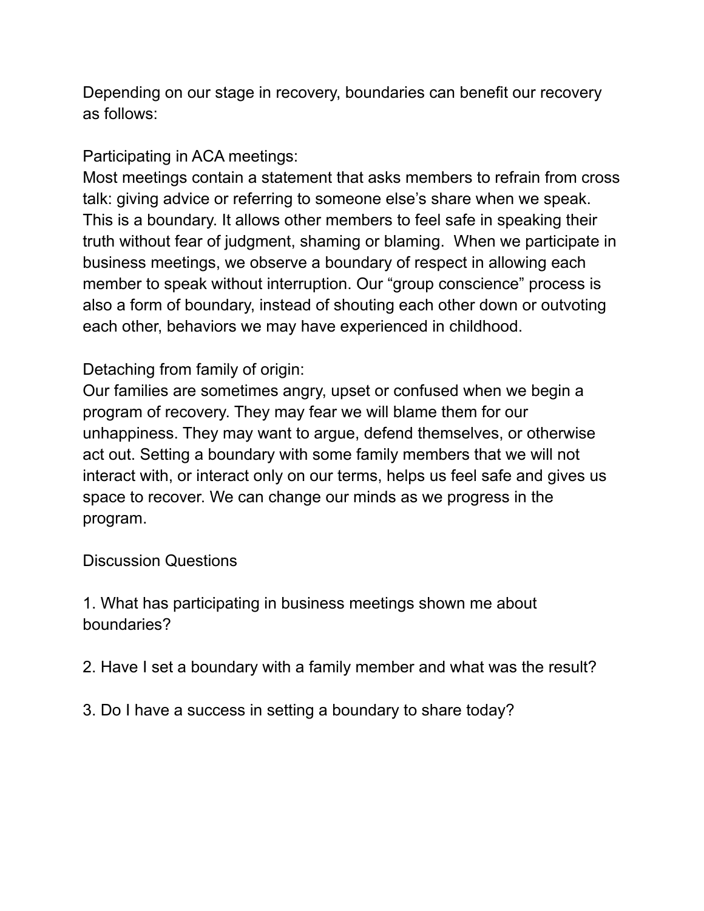Depending on our stage in recovery, boundaries can benefit our recovery as follows:

Participating in ACA meetings:
Most meetings contain a statement that asks members to refrain from cross talk: giving advice or referring to someone else's share when we speak. This is a boundary. It allows other members to feel safe in speaking their truth without fear of judgment, shaming or blaming. When we participate in business meetings, we observe a boundary of respect in allowing each member to speak without interruption. Our "group conscience" process is also a form of boundary, instead of shouting each other down or outvoting each other, behaviors we may have experienced in childhood.

Detaching from family of origin:
Our families are sometimes angry, upset or confused when we begin a program of recovery. They may fear we will blame them for our unhappiness. They may want to argue, defend themselves, or otherwise act out. Setting a boundary with some family members that we will not interact with, or interact only on our terms, helps us feel safe and gives us space to recover. We can change our minds as we progress in the program.

Discussion Questions

1. What has participating in business meetings shown me about boundaries?

2. Have I set a boundary with a family member and what was the result?

3. Do I have a success in setting a boundary to share today?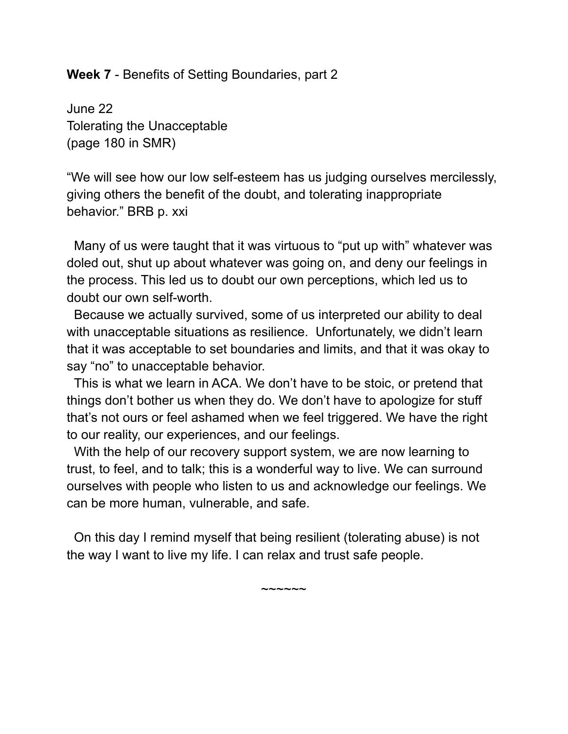**Week 7** - Benefits of Setting Boundaries, part 2

June 22
Tolerating the Unacceptable
(page 180 in SMR)

"We will see how our low self-esteem has us judging ourselves mercilessly, giving others the benefit of the doubt, and tolerating inappropriate behavior." BRB p. xxi

Many of us were taught that it was virtuous to "put up with" whatever was doled out, shut up about whatever was going on, and deny our feelings in the process. This led us to doubt our own perceptions, which led us to doubt our own self-worth.

Because we actually survived, some of us interpreted our ability to deal with unacceptable situations as resilience. Unfortunately, we didn't learn that it was acceptable to set boundaries and limits, and that it was okay to say "no" to unacceptable behavior.

This is what we learn in ACA. We don't have to be stoic, or pretend that things don't bother us when they do. We don't have to apologize for stuff that's not ours or feel ashamed when we feel triggered. We have the right to our reality, our experiences, and our feelings.

With the help of our recovery support system, we are now learning to trust, to feel, and to talk; this is a wonderful way to live. We can surround ourselves with people who listen to us and acknowledge our feelings. We can be more human, vulnerable, and safe.

On this day I remind myself that being resilient (tolerating abuse) is not the way I want to live my life. I can relax and trust safe people.

~~~~~~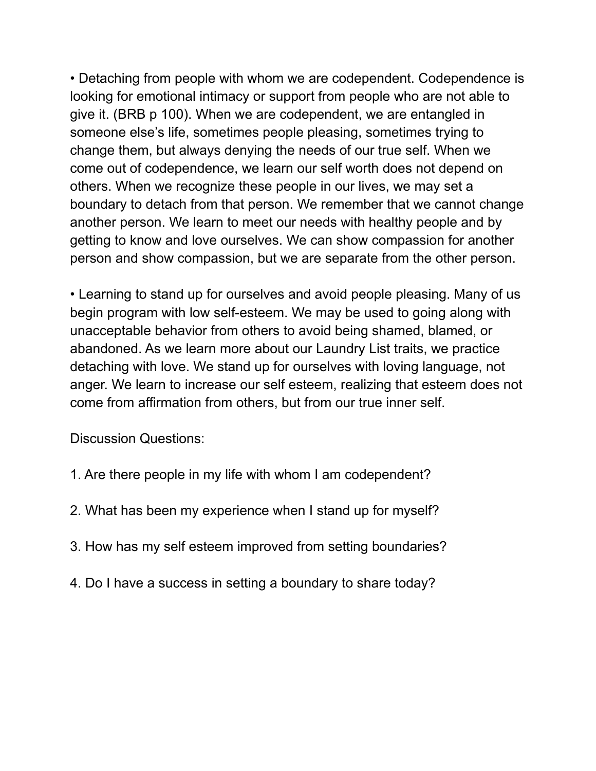• Detaching from people with whom we are codependent. Codependence is looking for emotional intimacy or support from people who are not able to give it. (BRB p 100). When we are codependent, we are entangled in someone else's life, sometimes people pleasing, sometimes trying to change them, but always denying the needs of our true self. When we come out of codependence, we learn our self worth does not depend on others. When we recognize these people in our lives, we may set a boundary to detach from that person. We remember that we cannot change another person. We learn to meet our needs with healthy people and by getting to know and love ourselves. We can show compassion for another person and show compassion, but we are separate from the other person.

• Learning to stand up for ourselves and avoid people pleasing. Many of us begin program with low self-esteem. We may be used to going along with unacceptable behavior from others to avoid being shamed, blamed, or abandoned. As we learn more about our Laundry List traits, we practice detaching with love. We stand up for ourselves with loving language, not anger. We learn to increase our self esteem, realizing that esteem does not come from affirmation from others, but from our true inner self.

Discussion Questions:

1. Are there people in my life with whom I am codependent?

2. What has been my experience when I stand up for myself?

3. How has my self esteem improved from setting boundaries?

4. Do I have a success in setting a boundary to share today?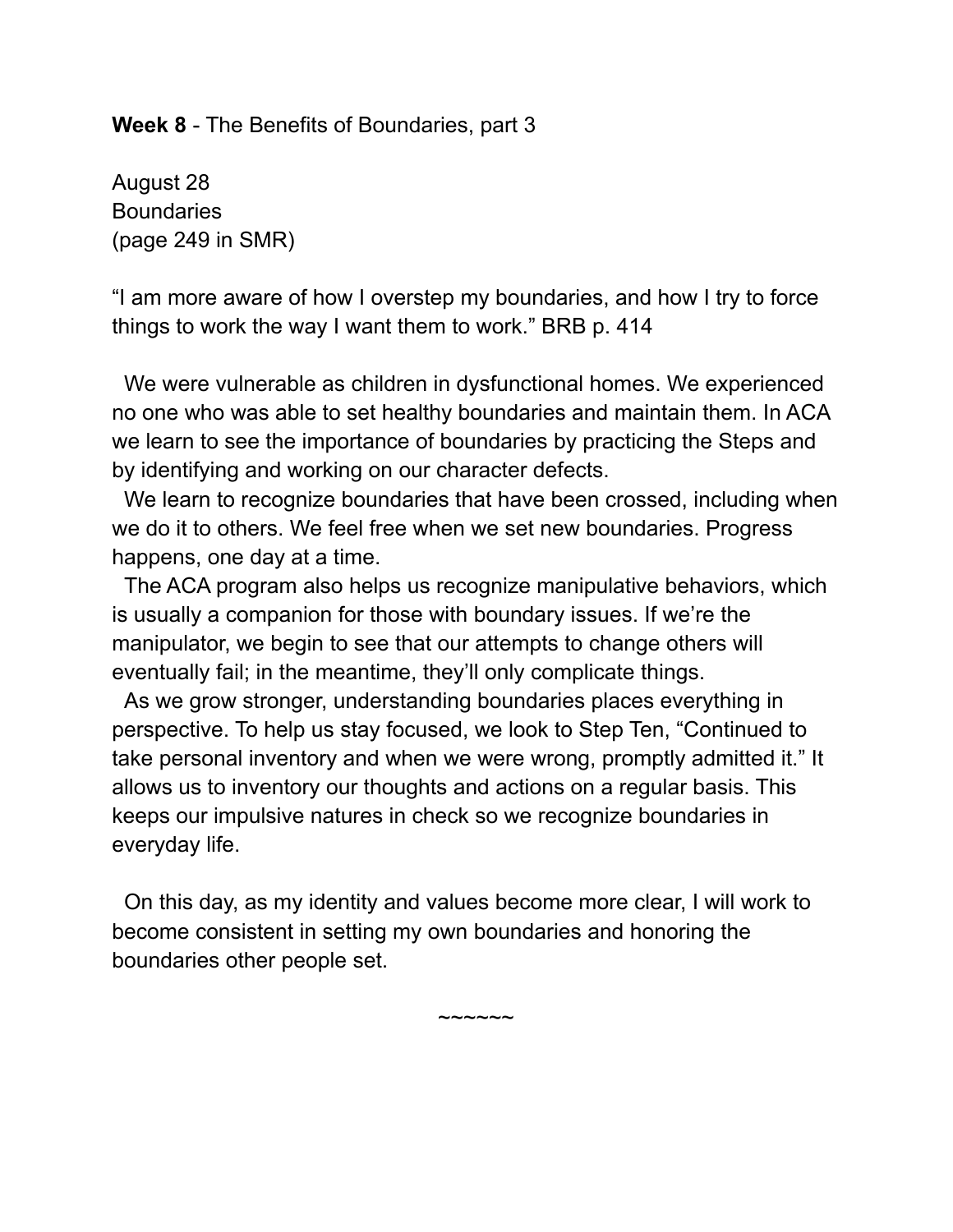**Week 8** - The Benefits of Boundaries, part 3

August 28
Boundaries
(page 249 in SMR)

"I am more aware of how I overstep my boundaries, and how I try to force things to work the way I want them to work." BRB p. 414

We were vulnerable as children in dysfunctional homes. We experienced no one who was able to set healthy boundaries and maintain them. In ACA we learn to see the importance of boundaries by practicing the Steps and by identifying and working on our character defects.

We learn to recognize boundaries that have been crossed, including when we do it to others. We feel free when we set new boundaries. Progress happens, one day at a time.

The ACA program also helps us recognize manipulative behaviors, which is usually a companion for those with boundary issues. If we're the manipulator, we begin to see that our attempts to change others will eventually fail; in the meantime, they'll only complicate things.

As we grow stronger, understanding boundaries places everything in perspective. To help us stay focused, we look to Step Ten, "Continued to take personal inventory and when we were wrong, promptly admitted it." It allows us to inventory our thoughts and actions on a regular basis. This keeps our impulsive natures in check so we recognize boundaries in everyday life.

On this day, as my identity and values become more clear, I will work to become consistent in setting my own boundaries and honoring the boundaries other people set.

~~~~~~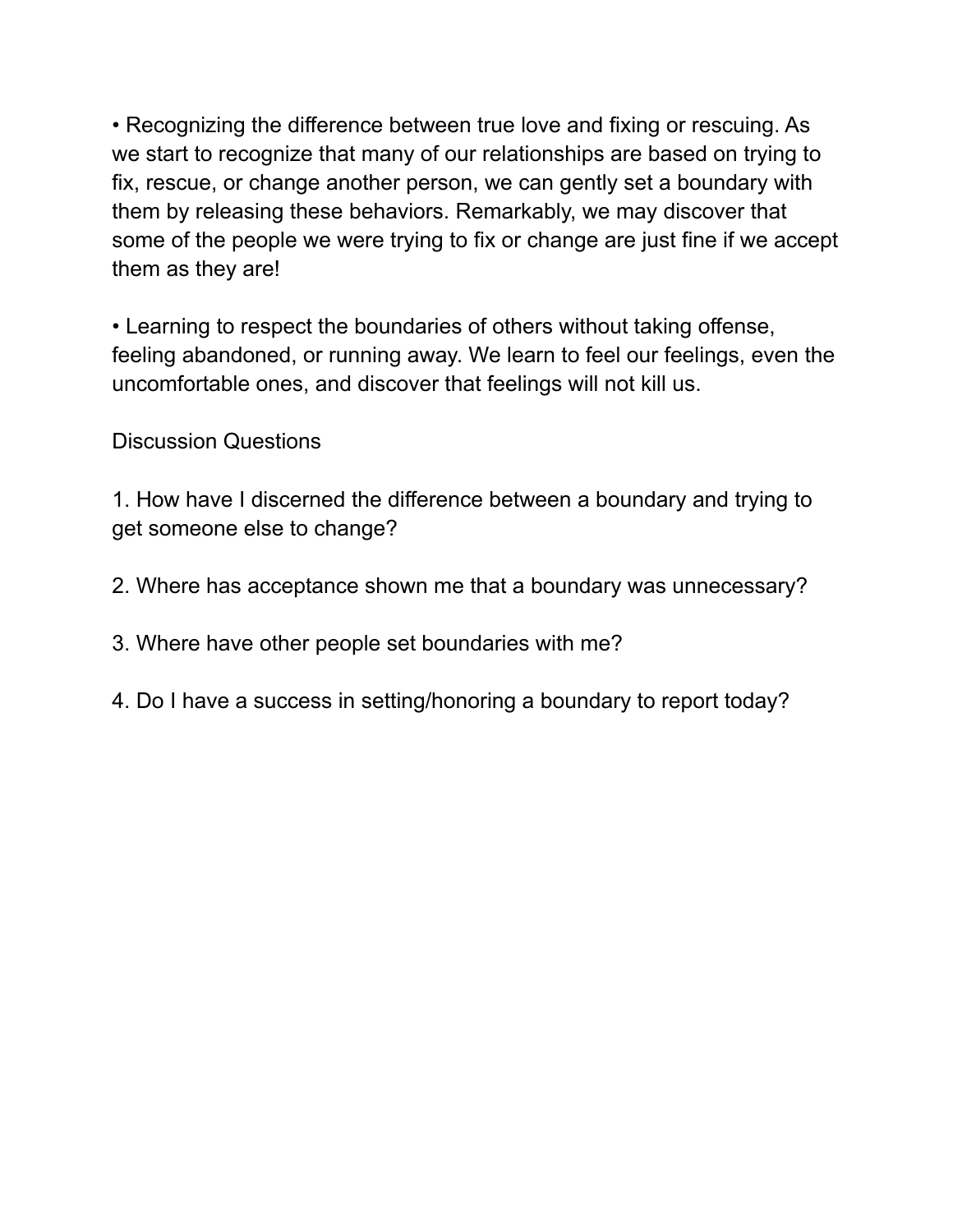- Recognizing the difference between true love and fixing or rescuing. As we start to recognize that many of our relationships are based on trying to fix, rescue, or change another person, we can gently set a boundary with them by releasing these behaviors. Remarkably, we may discover that some of the people we were trying to fix or change are just fine if we accept them as they are!

- Learning to respect the boundaries of others without taking offense, feeling abandoned, or running away. We learn to feel our feelings, even the uncomfortable ones, and discover that feelings will not kill us.

Discussion Questions

1. How have I discerned the difference between a boundary and trying to get someone else to change?

2. Where has acceptance shown me that a boundary was unnecessary?

3. Where have other people set boundaries with me?

4. Do I have a success in setting/honoring a boundary to report today?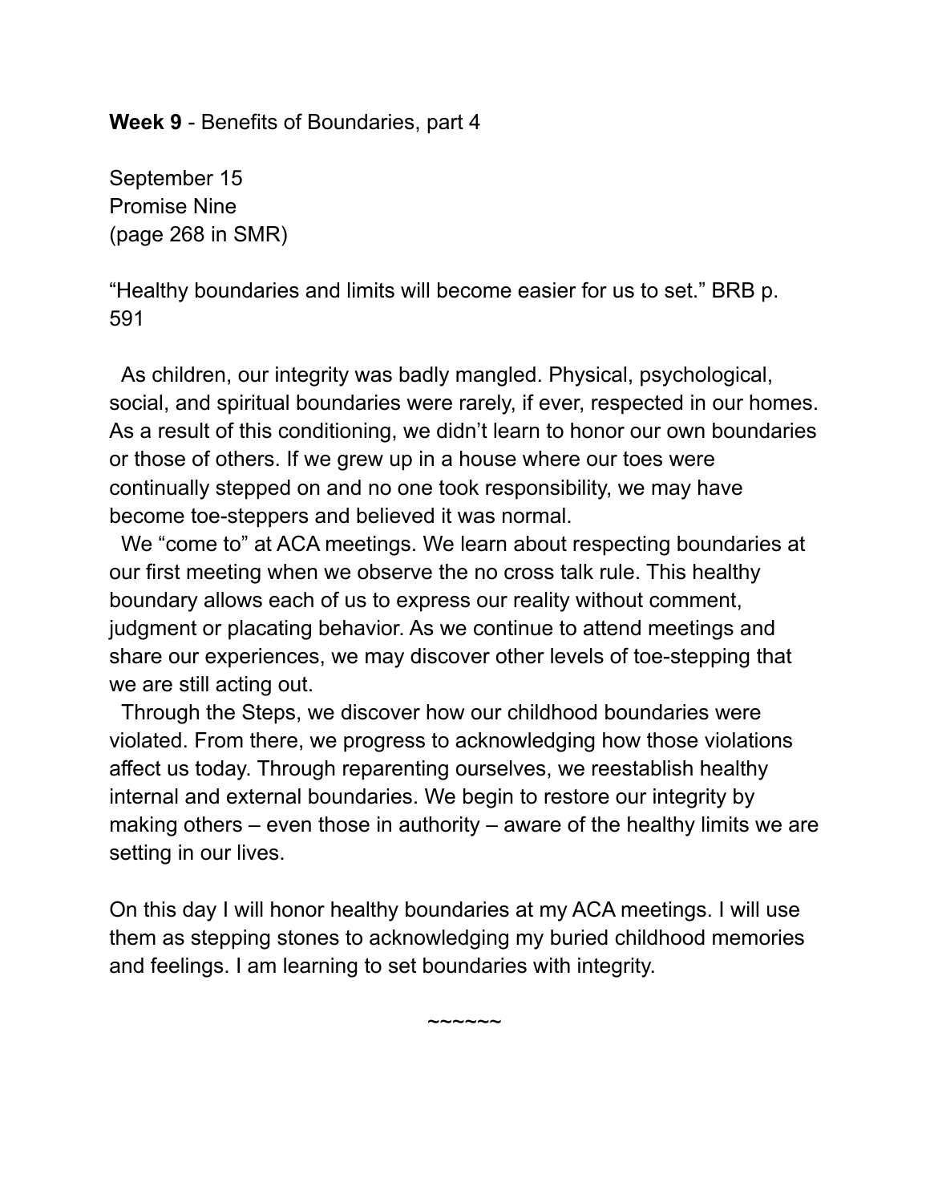**Week 9** - Benefits of Boundaries, part 4

September 15
Promise Nine
(page 268 in SMR)

“Healthy boundaries and limits will become easier for us to set.” BRB p. 591

As children, our integrity was badly mangled. Physical, psychological, social, and spiritual boundaries were rarely, if ever, respected in our homes. As a result of this conditioning, we didn’t learn to honor our own boundaries or those of others. If we grew up in a house where our toes were continually stepped on and no one took responsibility, we may have become toe-steppers and believed it was normal.

We “come to” at ACA meetings. We learn about respecting boundaries at our first meeting when we observe the no cross talk rule. This healthy boundary allows each of us to express our reality without comment, judgment or placating behavior. As we continue to attend meetings and share our experiences, we may discover other levels of toe-stepping that we are still acting out.

Through the Steps, we discover how our childhood boundaries were violated. From there, we progress to acknowledging how those violations affect us today. Through reparenting ourselves, we reestablish healthy internal and external boundaries. We begin to restore our integrity by making others – even those in authority – aware of the healthy limits we are setting in our lives.

On this day I will honor healthy boundaries at my ACA meetings. I will use them as stepping stones to acknowledging my buried childhood memories and feelings. I am learning to set boundaries with integrity.

~~~~~~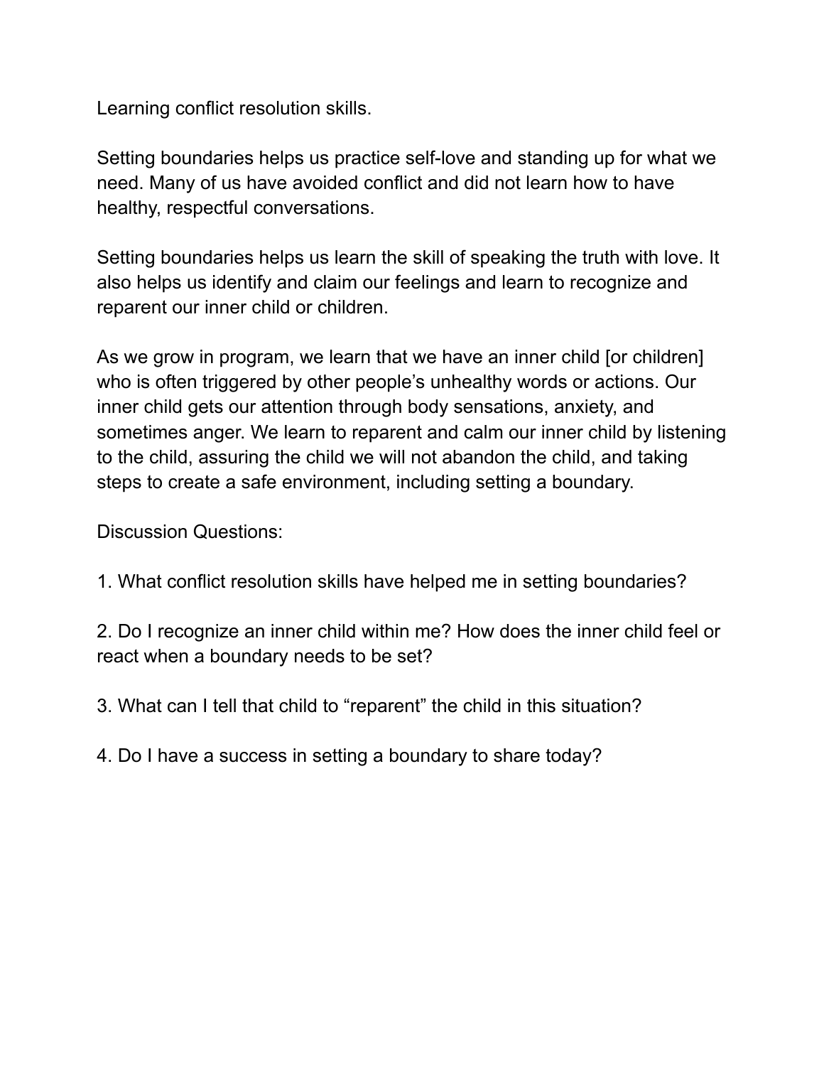Learning conflict resolution skills.

Setting boundaries helps us practice self-love and standing up for what we need. Many of us have avoided conflict and did not learn how to have healthy, respectful conversations.

Setting boundaries helps us learn the skill of speaking the truth with love. It also helps us identify and claim our feelings and learn to recognize and reparent our inner child or children.

As we grow in program, we learn that we have an inner child [or children] who is often triggered by other people's unhealthy words or actions. Our inner child gets our attention through body sensations, anxiety, and sometimes anger. We learn to reparent and calm our inner child by listening to the child, assuring the child we will not abandon the child, and taking steps to create a safe environment, including setting a boundary.

Discussion Questions:

1. What conflict resolution skills have helped me in setting boundaries?

2. Do I recognize an inner child within me? How does the inner child feel or react when a boundary needs to be set?

3. What can I tell that child to "reparent" the child in this situation?

4. Do I have a success in setting a boundary to share today?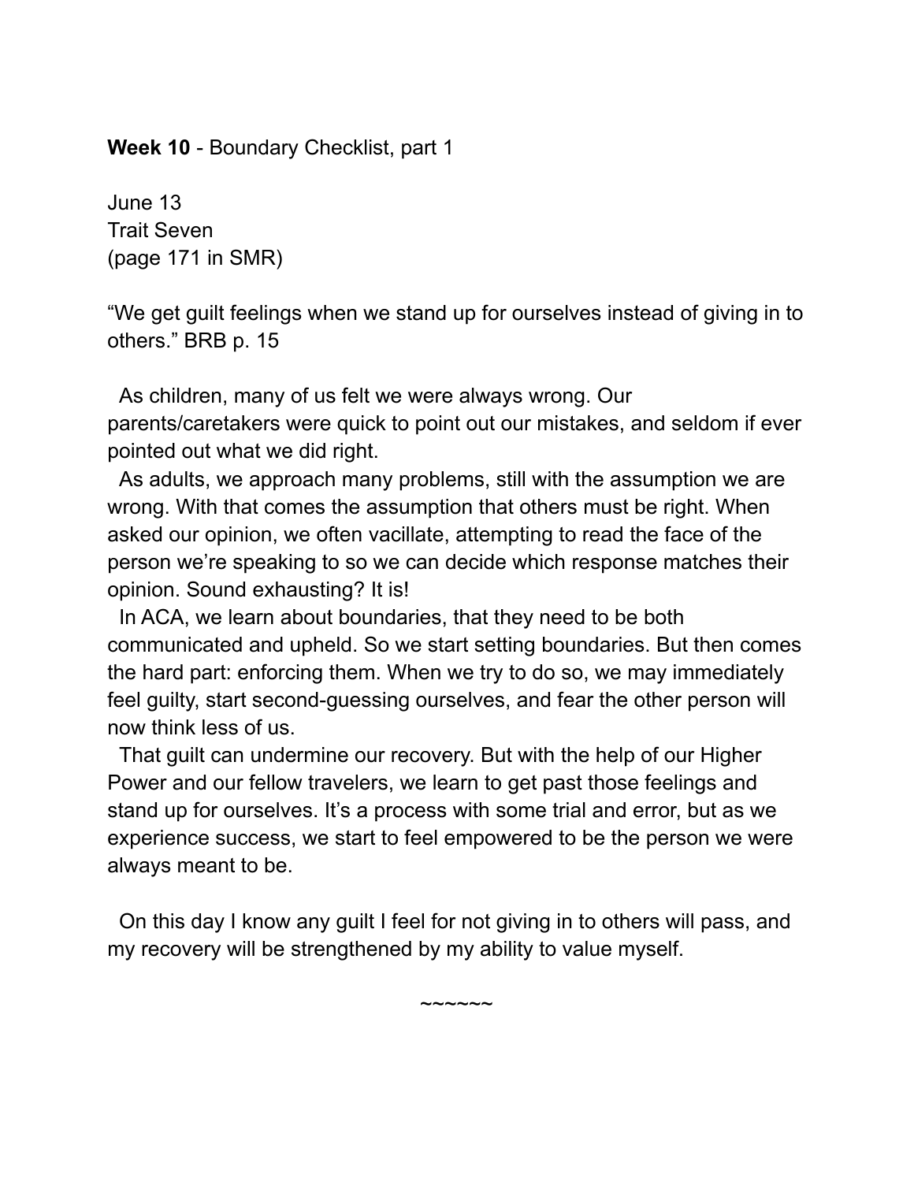**Week 10** - Boundary Checklist, part 1

June 13
Trait Seven
(page 171 in SMR)

"We get guilt feelings when we stand up for ourselves instead of giving in to others." BRB p. 15

As children, many of us felt we were always wrong. Our parents/caretakers were quick to point out our mistakes, and seldom if ever pointed out what we did right.

As adults, we approach many problems, still with the assumption we are wrong. With that comes the assumption that others must be right. When asked our opinion, we often vacillate, attempting to read the face of the person we're speaking to so we can decide which response matches their opinion. Sound exhausting? It is!

In ACA, we learn about boundaries, that they need to be both communicated and upheld. So we start setting boundaries. But then comes the hard part: enforcing them. When we try to do so, we may immediately feel guilty, start second-guessing ourselves, and fear the other person will now think less of us.

That guilt can undermine our recovery. But with the help of our Higher Power and our fellow travelers, we learn to get past those feelings and stand up for ourselves. It's a process with some trial and error, but as we experience success, we start to feel empowered to be the person we were always meant to be.

On this day I know any guilt I feel for not giving in to others will pass, and my recovery will be strengthened by my ability to value myself.

~~~~~~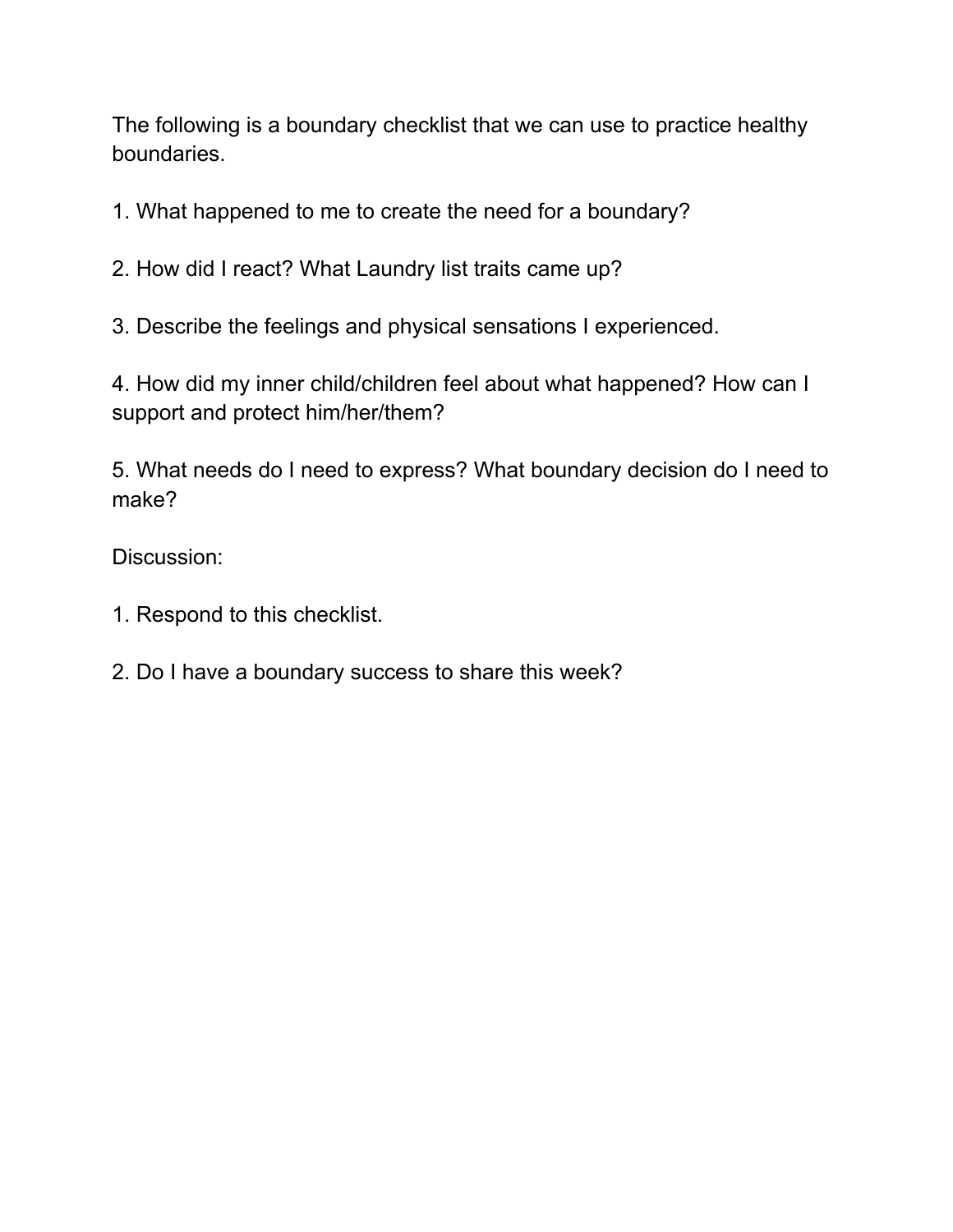The following is a boundary checklist that we can use to practice healthy boundaries.

1. What happened to me to create the need for a boundary?

2. How did I react? What Laundry list traits came up?

3. Describe the feelings and physical sensations I experienced.

4. How did my inner child/children feel about what happened? How can I support and protect him/her/them?

5. What needs do I need to express? What boundary decision do I need to make?

Discussion:

1. Respond to this checklist.

2. Do I have a boundary success to share this week?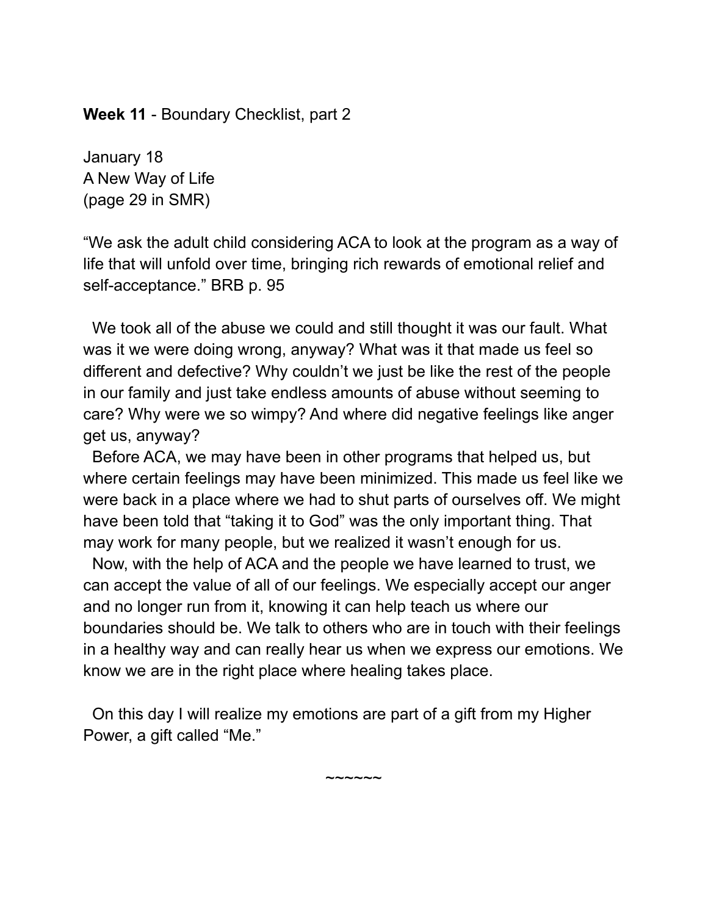**Week 11** - Boundary Checklist, part 2

January 18
A New Way of Life
(page 29 in SMR)

"We ask the adult child considering ACA to look at the program as a way of life that will unfold over time, bringing rich rewards of emotional relief and self-acceptance." BRB p. 95

We took all of the abuse we could and still thought it was our fault. What was it we were doing wrong, anyway? What was it that made us feel so different and defective? Why couldn't we just be like the rest of the people in our family and just take endless amounts of abuse without seeming to care? Why were we so wimpy? And where did negative feelings like anger get us, anyway?

Before ACA, we may have been in other programs that helped us, but where certain feelings may have been minimized. This made us feel like we were back in a place where we had to shut parts of ourselves off. We might have been told that "taking it to God" was the only important thing. That may work for many people, but we realized it wasn't enough for us.

Now, with the help of ACA and the people we have learned to trust, we can accept the value of all of our feelings. We especially accept our anger and no longer run from it, knowing it can help teach us where our boundaries should be. We talk to others who are in touch with their feelings in a healthy way and can really hear us when we express our emotions. We know we are in the right place where healing takes place.

On this day I will realize my emotions are part of a gift from my Higher Power, a gift called "Me."

~~~~~~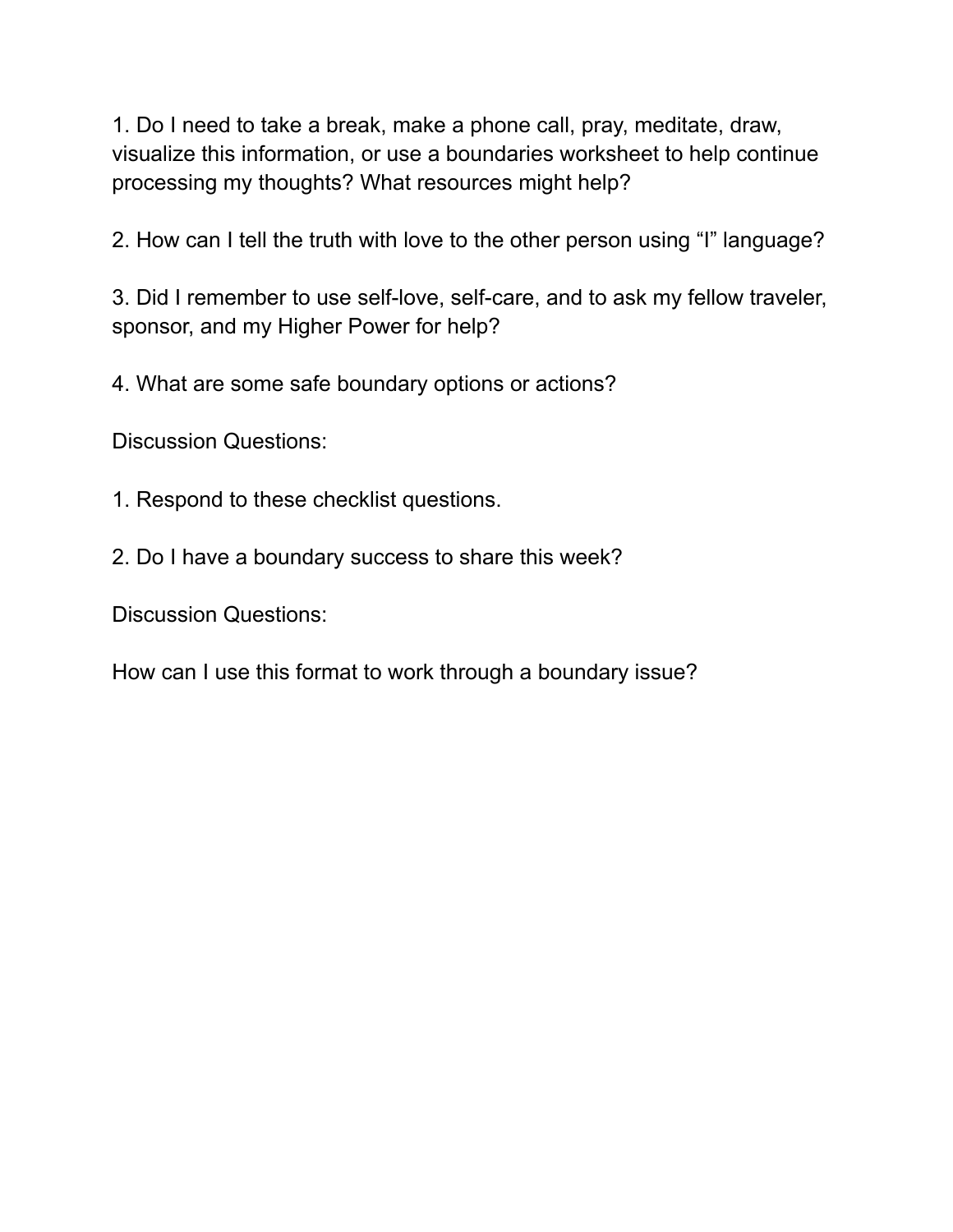1. Do I need to take a break, make a phone call, pray, meditate, draw, visualize this information, or use a boundaries worksheet to help continue processing my thoughts? What resources might help?

2. How can I tell the truth with love to the other person using “I” language?

3. Did I remember to use self-love, self-care, and to ask my fellow traveler, sponsor, and my Higher Power for help?

4. What are some safe boundary options or actions?

Discussion Questions:

1. Respond to these checklist questions.

2. Do I have a boundary success to share this week?

Discussion Questions:

How can I use this format to work through a boundary issue?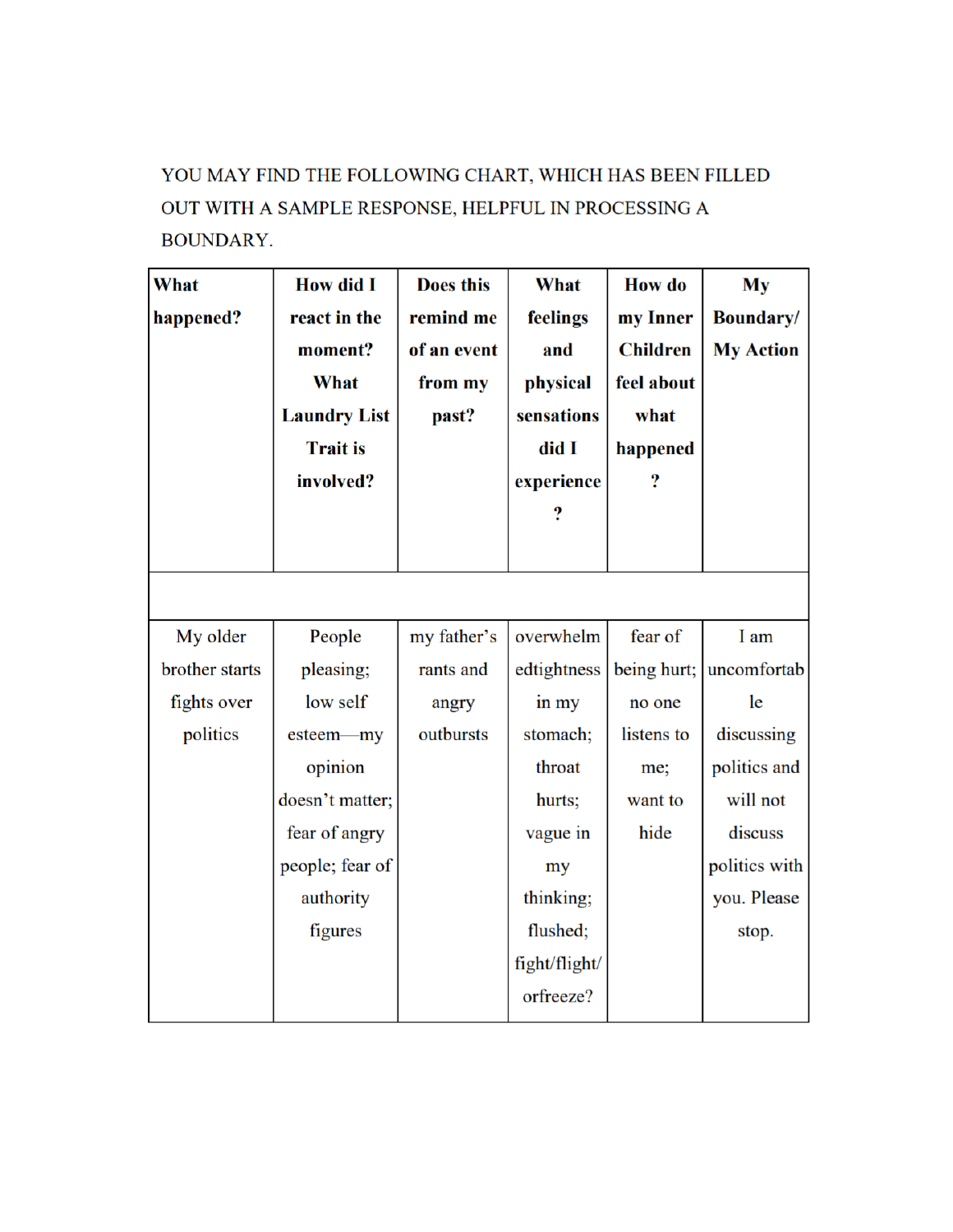YOU MAY FIND THE FOLLOWING CHART, WHICH HAS BEEN FILLED OUT WITH A SAMPLE RESPONSE, HELPFUL IN PROCESSING A BOUNDARY.

| **What happened?** | **How did I react in the moment? What Laundry List Trait is involved?** | **Does this remind me of an event from my past?** | **What feelings and physical sensations did I experience?** | **How do my Inner Children feel about what happened?** | **My Boundary/ My Action** |
|---|---|---|---|---|---|
| | | | | | |
| My older brother starts fights over politics | People pleasing; low self esteem—my opinion doesn't matter; fear of angry people; fear of authority figures | my father's rants and angry outbursts | overwhelmedtightness in my stomach; throat hurts; vague in my thinking; flushed; fight/flight/orfreeze? | fear of being hurt; no one listens to me; want to hide | I am uncomfortable discussing politics and will not discuss politics with you. Please stop. |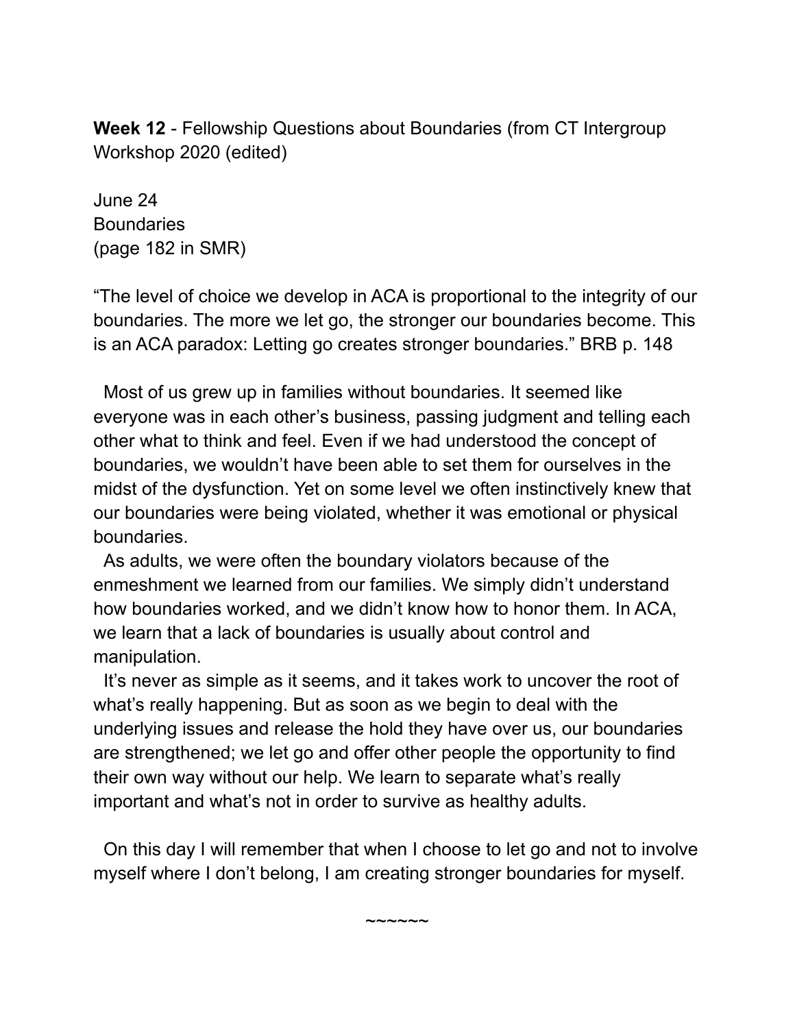**Week 12** - Fellowship Questions about Boundaries (from CT Intergroup Workshop 2020 (edited)

June 24
Boundaries
(page 182 in SMR)

“The level of choice we develop in ACA is proportional to the integrity of our boundaries. The more we let go, the stronger our boundaries become. This is an ACA paradox: Letting go creates stronger boundaries.” BRB p. 148

Most of us grew up in families without boundaries. It seemed like everyone was in each other’s business, passing judgment and telling each other what to think and feel. Even if we had understood the concept of boundaries, we wouldn’t have been able to set them for ourselves in the midst of the dysfunction. Yet on some level we often instinctively knew that our boundaries were being violated, whether it was emotional or physical boundaries.

As adults, we were often the boundary violators because of the enmeshment we learned from our families. We simply didn’t understand how boundaries worked, and we didn’t know how to honor them. In ACA, we learn that a lack of boundaries is usually about control and manipulation.

It’s never as simple as it seems, and it takes work to uncover the root of what’s really happening. But as soon as we begin to deal with the underlying issues and release the hold they have over us, our boundaries are strengthened; we let go and offer other people the opportunity to find their own way without our help. We learn to separate what’s really important and what’s not in order to survive as healthy adults.

On this day I will remember that when I choose to let go and not to involve myself where I don’t belong, I am creating stronger boundaries for myself.

~~~~~~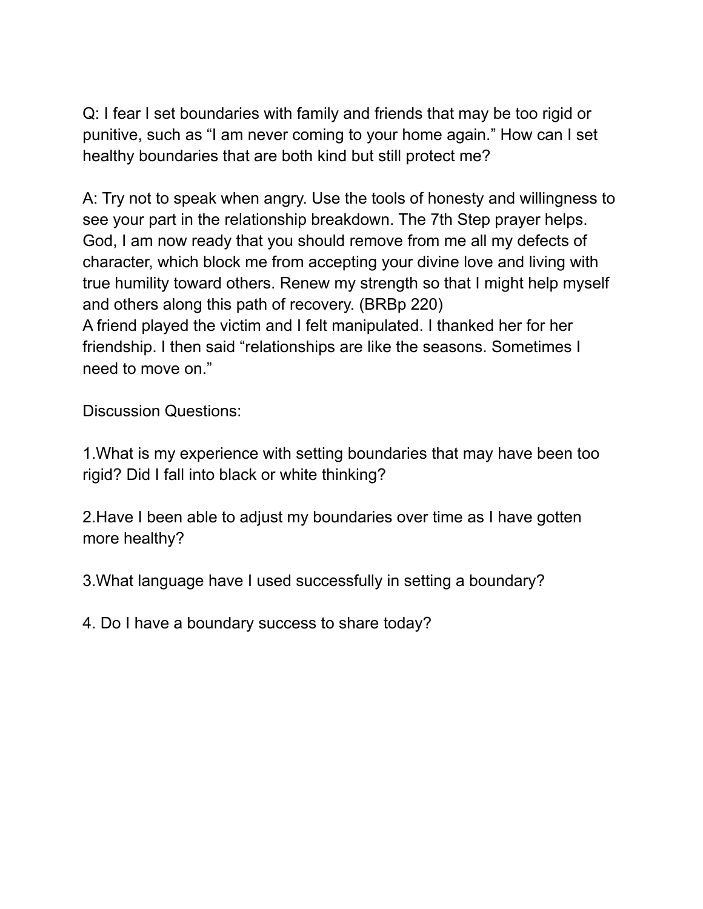Q: I fear I set boundaries with family and friends that may be too rigid or punitive, such as "I am never coming to your home again." How can I set healthy boundaries that are both kind but still protect me?

A: Try not to speak when angry. Use the tools of honesty and willingness to see your part in the relationship breakdown. The 7th Step prayer helps. God, I am now ready that you should remove from me all my defects of character, which block me from accepting your divine love and living with true humility toward others. Renew my strength so that I might help myself and others along this path of recovery. (BRBp 220)
A friend played the victim and I felt manipulated. I thanked her for her friendship. I then said "relationships are like the seasons. Sometimes I need to move on."

Discussion Questions:

1.What is my experience with setting boundaries that may have been too rigid? Did I fall into black or white thinking?

2.Have I been able to adjust my boundaries over time as I have gotten more healthy?

3.What language have I used successfully in setting a boundary?

4. Do I have a boundary success to share today?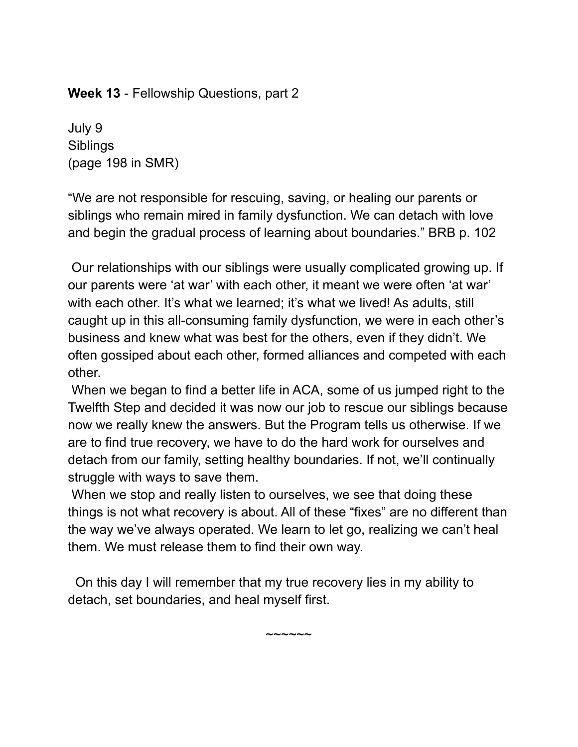**Week 13** - Fellowship Questions, part 2

July 9
Siblings
(page 198 in SMR)

“We are not responsible for rescuing, saving, or healing our parents or siblings who remain mired in family dysfunction. We can detach with love and begin the gradual process of learning about boundaries.” BRB p. 102

Our relationships with our siblings were usually complicated growing up. If our parents were ‘at war’ with each other, it meant we were often ‘at war’ with each other. It’s what we learned; it’s what we lived! As adults, still caught up in this all-consuming family dysfunction, we were in each other’s business and knew what was best for the others, even if they didn’t. We often gossiped about each other, formed alliances and competed with each other.

When we began to find a better life in ACA, some of us jumped right to the Twelfth Step and decided it was now our job to rescue our siblings because now we really knew the answers. But the Program tells us otherwise. If we are to find true recovery, we have to do the hard work for ourselves and detach from our family, setting healthy boundaries. If not, we’ll continually struggle with ways to save them.

When we stop and really listen to ourselves, we see that doing these things is not what recovery is about. All of these “fixes” are no different than the way we’ve always operated. We learn to let go, realizing we can’t heal them. We must release them to find their own way.

On this day I will remember that my true recovery lies in my ability to detach, set boundaries, and heal myself first.

~~~~~~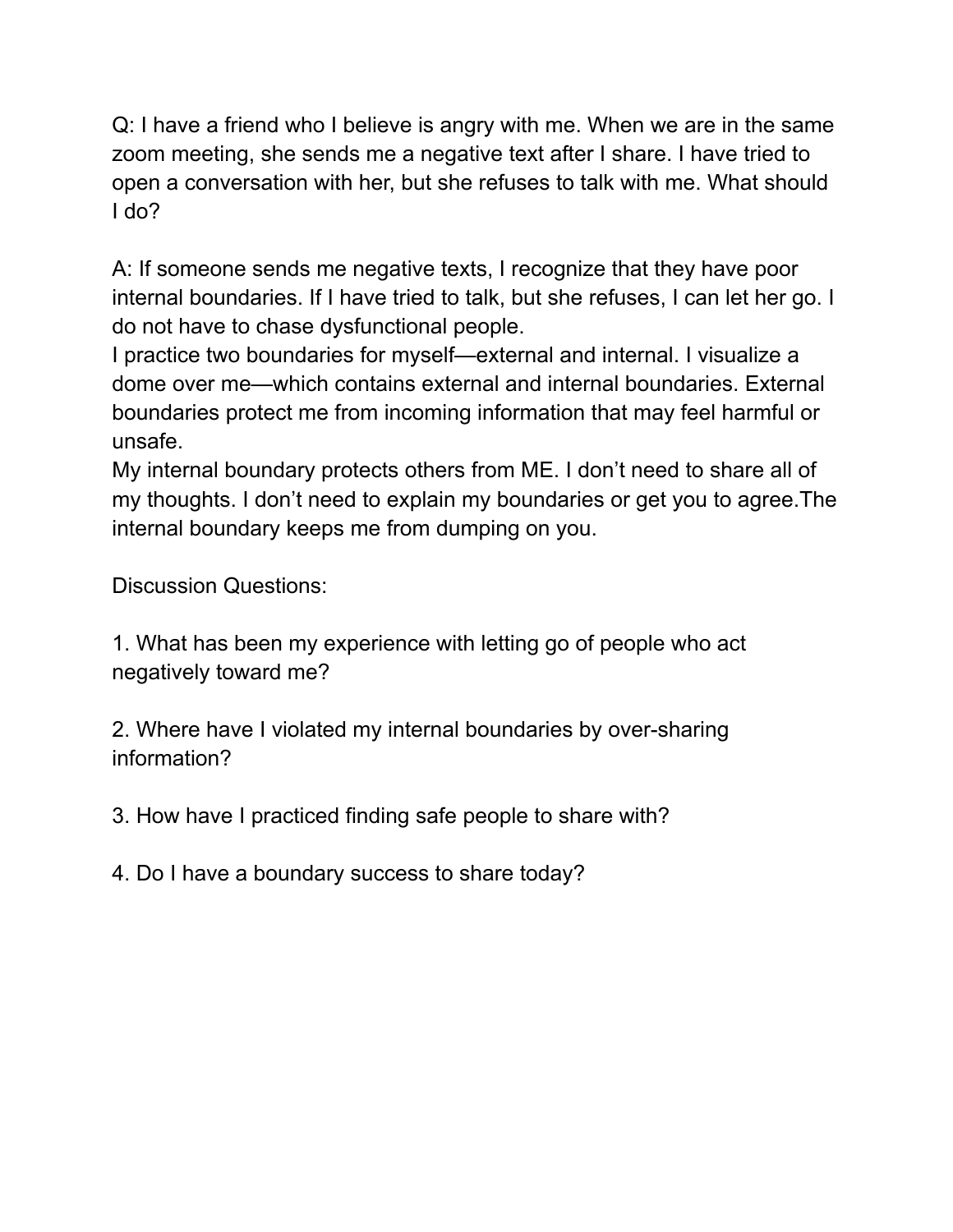Q: I have a friend who I believe is angry with me. When we are in the same zoom meeting, she sends me a negative text after I share. I have tried to open a conversation with her, but she refuses to talk with me. What should I do?

A: If someone sends me negative texts, I recognize that they have poor internal boundaries. If I have tried to talk, but she refuses, I can let her go. I do not have to chase dysfunctional people.
I practice two boundaries for myself—external and internal. I visualize a dome over me—which contains external and internal boundaries. External boundaries protect me from incoming information that may feel harmful or unsafe.
My internal boundary protects others from ME. I don't need to share all of my thoughts. I don't need to explain my boundaries or get you to agree.The internal boundary keeps me from dumping on you.

Discussion Questions:

1. What has been my experience with letting go of people who act negatively toward me?

2. Where have I violated my internal boundaries by over-sharing information?

3. How have I practiced finding safe people to share with?

4. Do I have a boundary success to share today?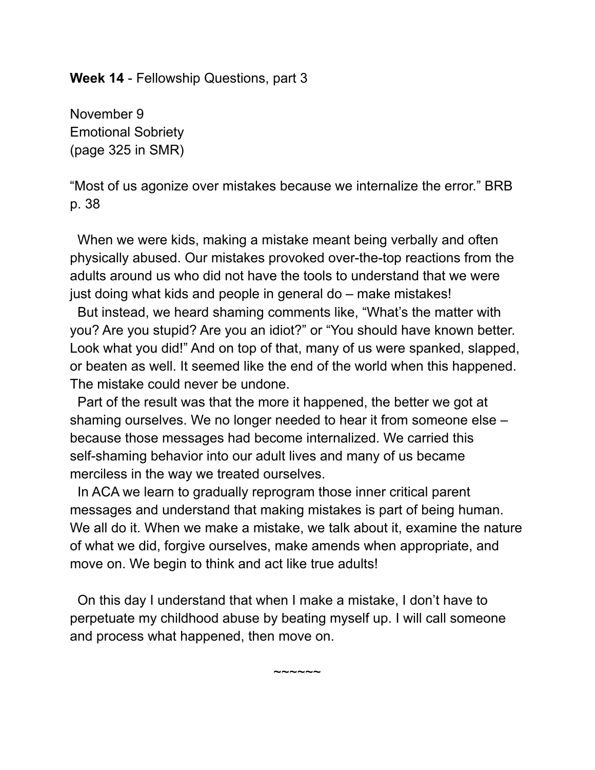**Week 14** - Fellowship Questions, part 3

November 9
Emotional Sobriety
(page 325 in SMR)

"Most of us agonize over mistakes because we internalize the error." BRB p. 38

When we were kids, making a mistake meant being verbally and often physically abused. Our mistakes provoked over-the-top reactions from the adults around us who did not have the tools to understand that we were just doing what kids and people in general do – make mistakes!

But instead, we heard shaming comments like, "What's the matter with you? Are you stupid? Are you an idiot?" or "You should have known better. Look what you did!" And on top of that, many of us were spanked, slapped, or beaten as well. It seemed like the end of the world when this happened. The mistake could never be undone.

Part of the result was that the more it happened, the better we got at shaming ourselves. We no longer needed to hear it from someone else – because those messages had become internalized. We carried this self-shaming behavior into our adult lives and many of us became merciless in the way we treated ourselves.

In ACA we learn to gradually reprogram those inner critical parent messages and understand that making mistakes is part of being human. We all do it. When we make a mistake, we talk about it, examine the nature of what we did, forgive ourselves, make amends when appropriate, and move on. We begin to think and act like true adults!

On this day I understand that when I make a mistake, I don't have to perpetuate my childhood abuse by beating myself up. I will call someone and process what happened, then move on.

~~~~~~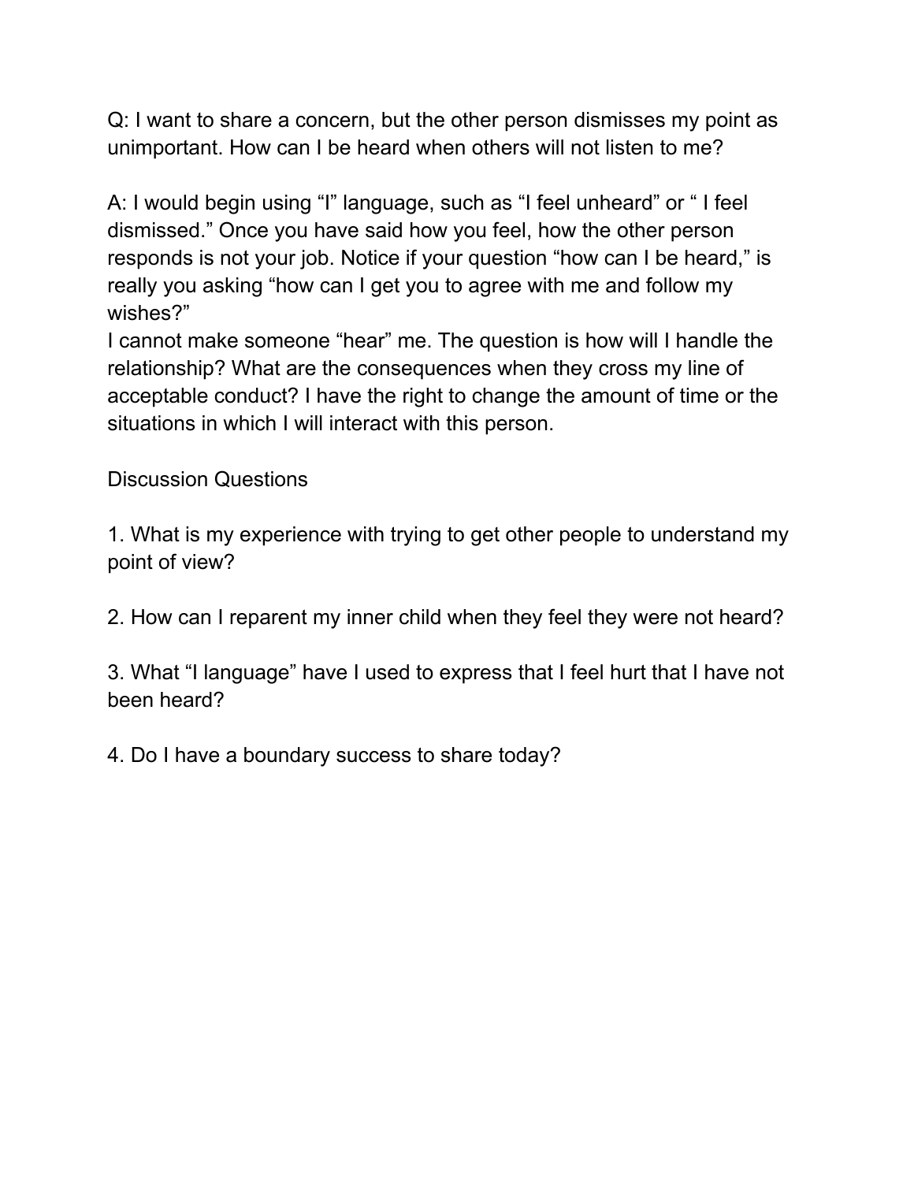Q: I want to share a concern, but the other person dismisses my point as unimportant. How can I be heard when others will not listen to me?

A: I would begin using “I” language, such as “I feel unheard” or “ I feel dismissed.” Once you have said how you feel, how the other person responds is not your job. Notice if your question “how can I be heard,” is really you asking “how can I get you to agree with me and follow my wishes?”
I cannot make someone “hear” me. The question is how will I handle the relationship? What are the consequences when they cross my line of acceptable conduct? I have the right to change the amount of time or the situations in which I will interact with this person.

Discussion Questions

1. What is my experience with trying to get other people to understand my point of view?

2. How can I reparent my inner child when they feel they were not heard?

3. What “I language” have I used to express that I feel hurt that I have not been heard?

4. Do I have a boundary success to share today?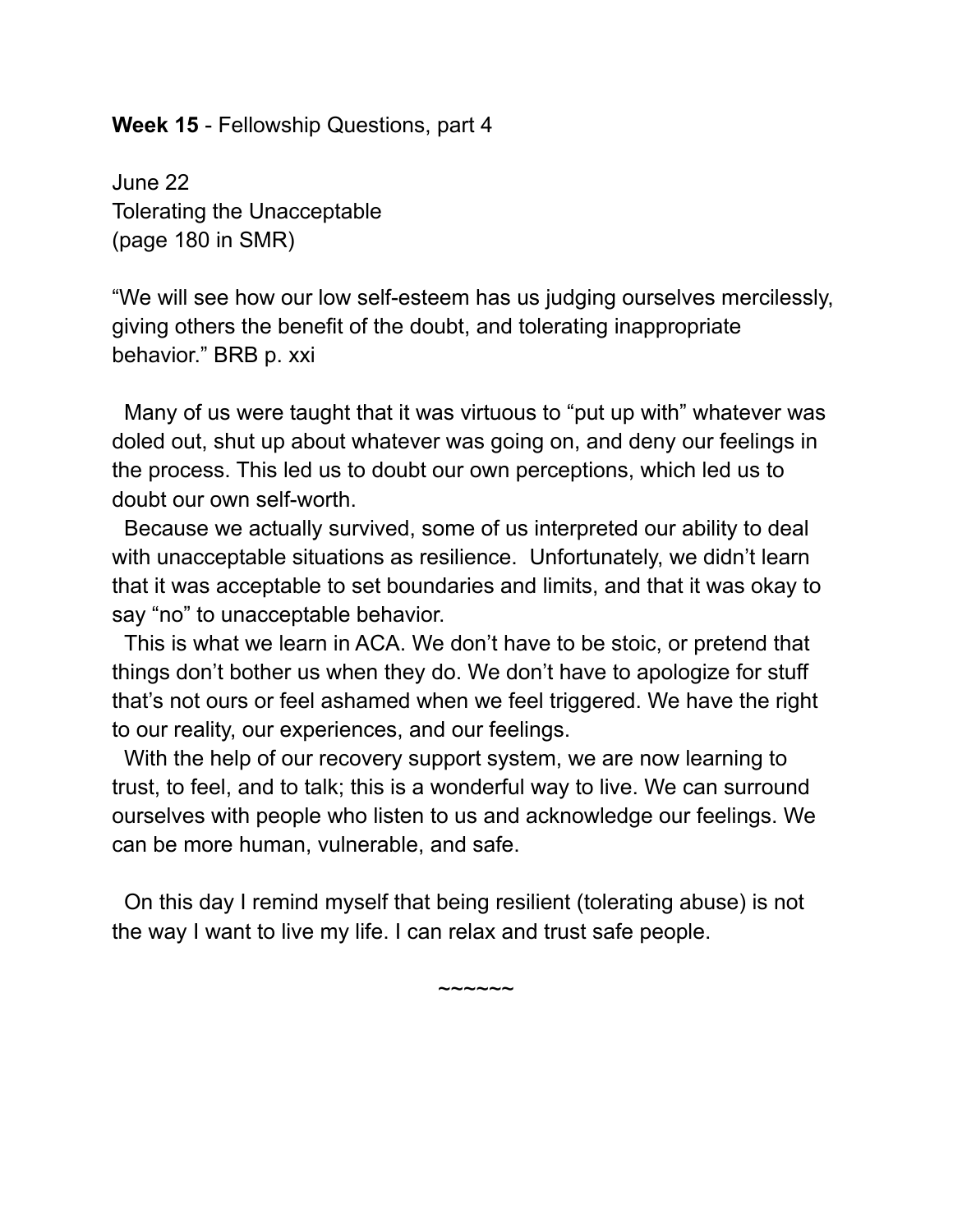**Week 15** - Fellowship Questions, part 4

June 22
Tolerating the Unacceptable
(page 180 in SMR)

"We will see how our low self-esteem has us judging ourselves mercilessly, giving others the benefit of the doubt, and tolerating inappropriate behavior." BRB p. xxi

Many of us were taught that it was virtuous to "put up with" whatever was doled out, shut up about whatever was going on, and deny our feelings in the process. This led us to doubt our own perceptions, which led us to doubt our own self-worth.

Because we actually survived, some of us interpreted our ability to deal with unacceptable situations as resilience. Unfortunately, we didn't learn that it was acceptable to set boundaries and limits, and that it was okay to say "no" to unacceptable behavior.

This is what we learn in ACA. We don't have to be stoic, or pretend that things don't bother us when they do. We don't have to apologize for stuff that's not ours or feel ashamed when we feel triggered. We have the right to our reality, our experiences, and our feelings.

With the help of our recovery support system, we are now learning to trust, to feel, and to talk; this is a wonderful way to live. We can surround ourselves with people who listen to us and acknowledge our feelings. We can be more human, vulnerable, and safe.

On this day I remind myself that being resilient (tolerating abuse) is not the way I want to live my life. I can relax and trust safe people.

~~~~~~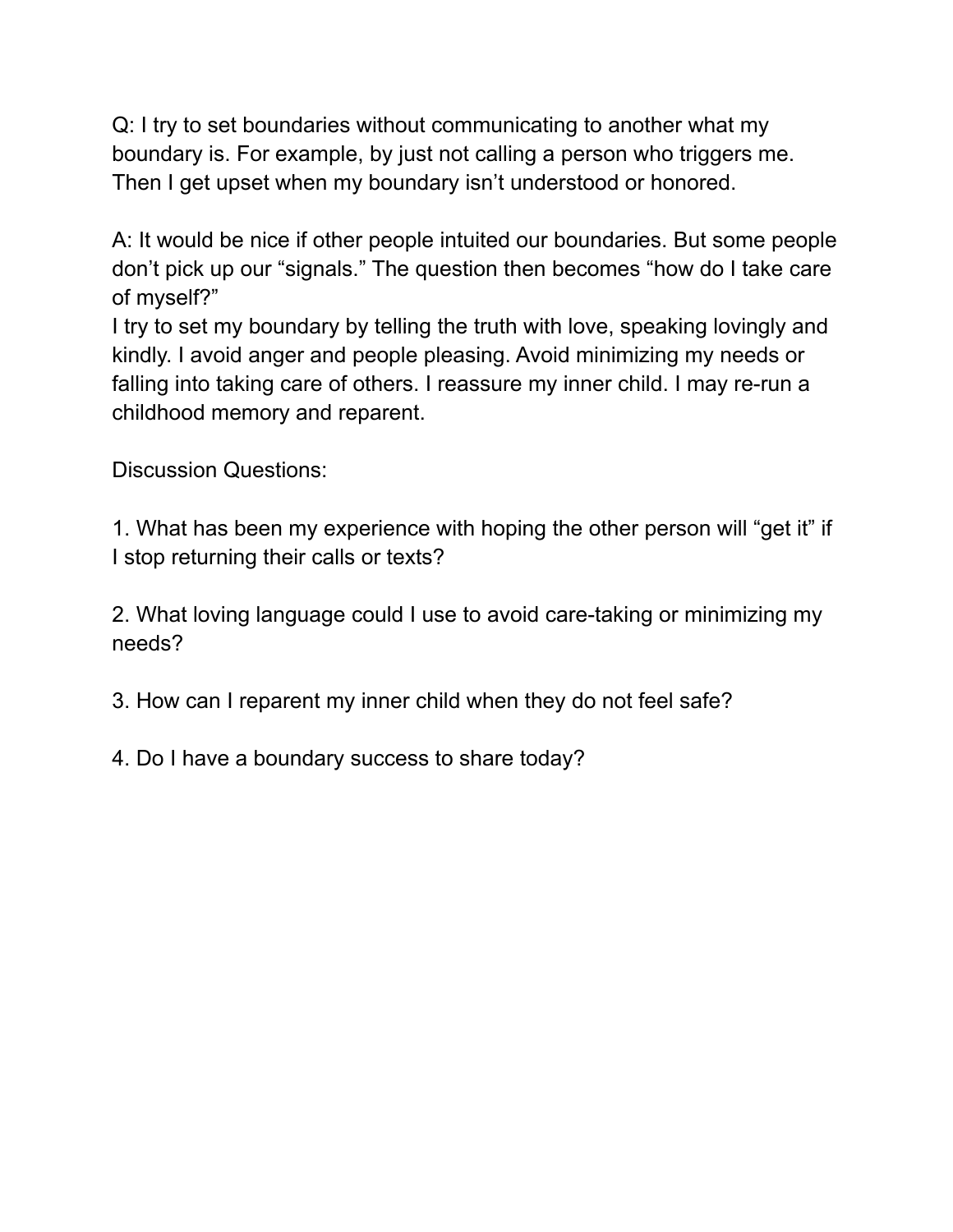Q: I try to set boundaries without communicating to another what my boundary is. For example, by just not calling a person who triggers me. Then I get upset when my boundary isn't understood or honored.

A: It would be nice if other people intuited our boundaries. But some people don't pick up our "signals." The question then becomes "how do I take care of myself?"
I try to set my boundary by telling the truth with love, speaking lovingly and kindly. I avoid anger and people pleasing. Avoid minimizing my needs or falling into taking care of others. I reassure my inner child. I may re-run a childhood memory and reparent.

Discussion Questions:

1. What has been my experience with hoping the other person will "get it" if I stop returning their calls or texts?

2. What loving language could I use to avoid care-taking or minimizing my needs?

3. How can I reparent my inner child when they do not feel safe?

4. Do I have a boundary success to share today?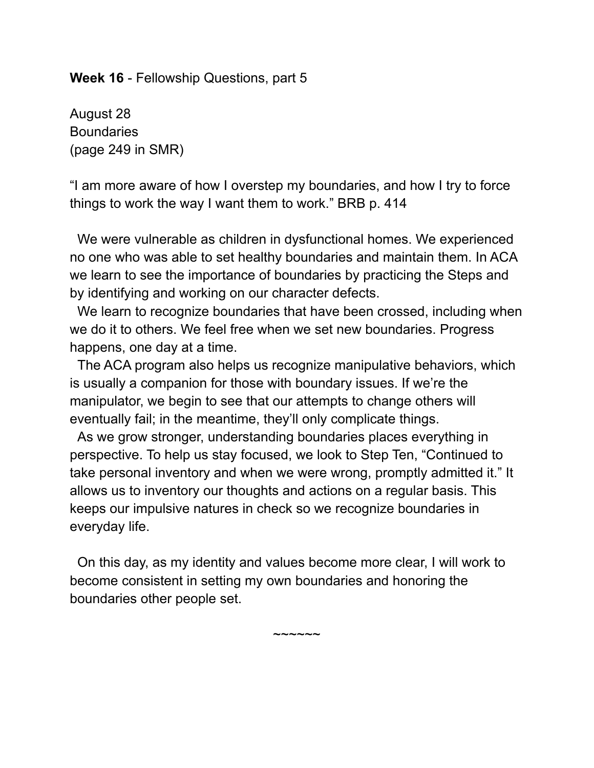**Week 16** - Fellowship Questions, part 5

August 28
Boundaries
(page 249 in SMR)

"I am more aware of how I overstep my boundaries, and how I try to force things to work the way I want them to work." BRB p. 414

We were vulnerable as children in dysfunctional homes. We experienced no one who was able to set healthy boundaries and maintain them. In ACA we learn to see the importance of boundaries by practicing the Steps and by identifying and working on our character defects.

We learn to recognize boundaries that have been crossed, including when we do it to others. We feel free when we set new boundaries. Progress happens, one day at a time.

The ACA program also helps us recognize manipulative behaviors, which is usually a companion for those with boundary issues. If we're the manipulator, we begin to see that our attempts to change others will eventually fail; in the meantime, they'll only complicate things.

As we grow stronger, understanding boundaries places everything in perspective. To help us stay focused, we look to Step Ten, "Continued to take personal inventory and when we were wrong, promptly admitted it." It allows us to inventory our thoughts and actions on a regular basis. This keeps our impulsive natures in check so we recognize boundaries in everyday life.

On this day, as my identity and values become more clear, I will work to become consistent in setting my own boundaries and honoring the boundaries other people set.

~~~~~~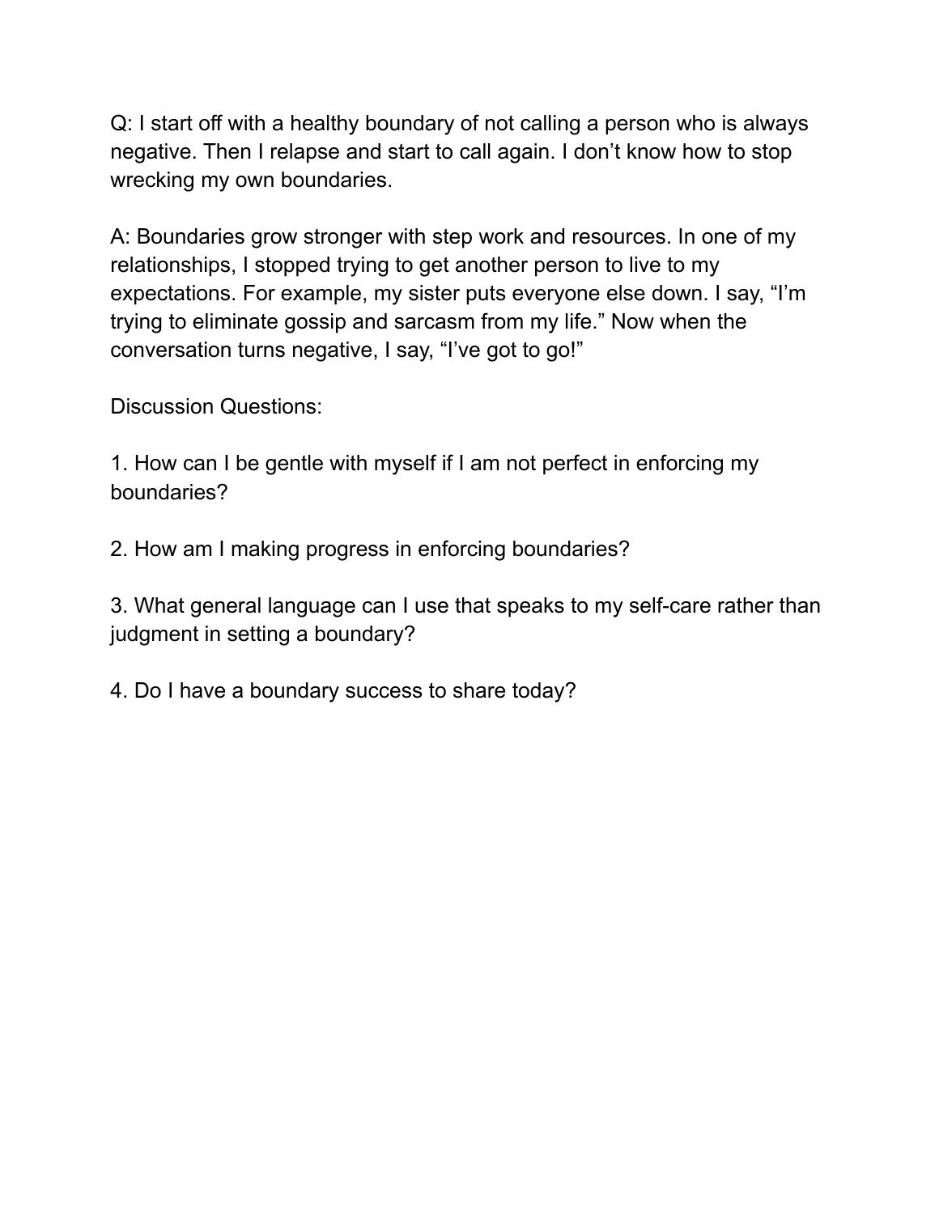Q: I start off with a healthy boundary of not calling a person who is always negative. Then I relapse and start to call again. I don't know how to stop wrecking my own boundaries.

A: Boundaries grow stronger with step work and resources. In one of my relationships, I stopped trying to get another person to live to my expectations. For example, my sister puts everyone else down. I say, "I'm trying to eliminate gossip and sarcasm from my life." Now when the conversation turns negative, I say, "I've got to go!"

Discussion Questions:

1. How can I be gentle with myself if I am not perfect in enforcing my boundaries?

2. How am I making progress in enforcing boundaries?

3. What general language can I use that speaks to my self-care rather than judgment in setting a boundary?

4. Do I have a boundary success to share today?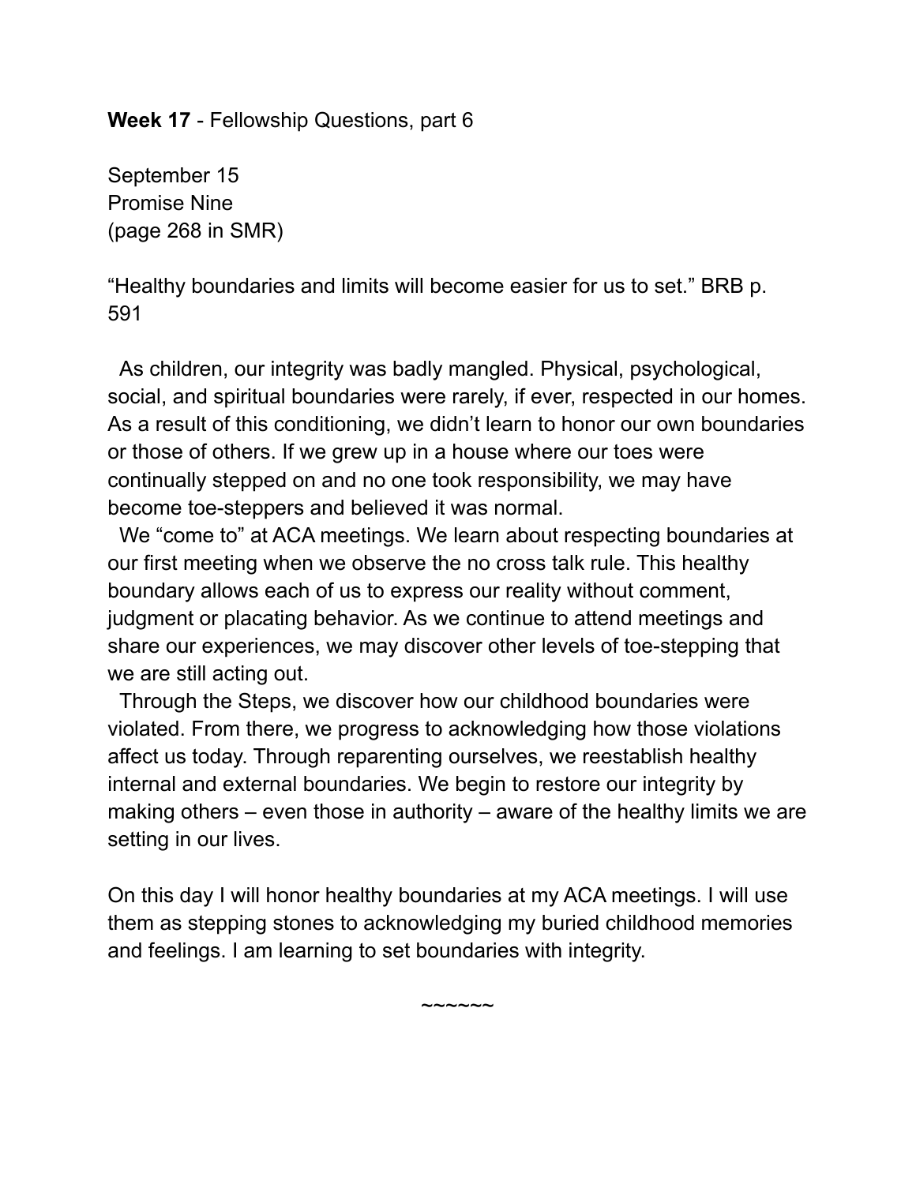**Week 17** - Fellowship Questions, part 6

September 15
Promise Nine
(page 268 in SMR)

"Healthy boundaries and limits will become easier for us to set." BRB p. 591

As children, our integrity was badly mangled. Physical, psychological, social, and spiritual boundaries were rarely, if ever, respected in our homes. As a result of this conditioning, we didn't learn to honor our own boundaries or those of others. If we grew up in a house where our toes were continually stepped on and no one took responsibility, we may have become toe-steppers and believed it was normal.

We "come to" at ACA meetings. We learn about respecting boundaries at our first meeting when we observe the no cross talk rule. This healthy boundary allows each of us to express our reality without comment, judgment or placating behavior. As we continue to attend meetings and share our experiences, we may discover other levels of toe-stepping that we are still acting out.

Through the Steps, we discover how our childhood boundaries were violated. From there, we progress to acknowledging how those violations affect us today. Through reparenting ourselves, we reestablish healthy internal and external boundaries. We begin to restore our integrity by making others – even those in authority – aware of the healthy limits we are setting in our lives.

On this day I will honor healthy boundaries at my ACA meetings. I will use them as stepping stones to acknowledging my buried childhood memories and feelings. I am learning to set boundaries with integrity.

~~~~~~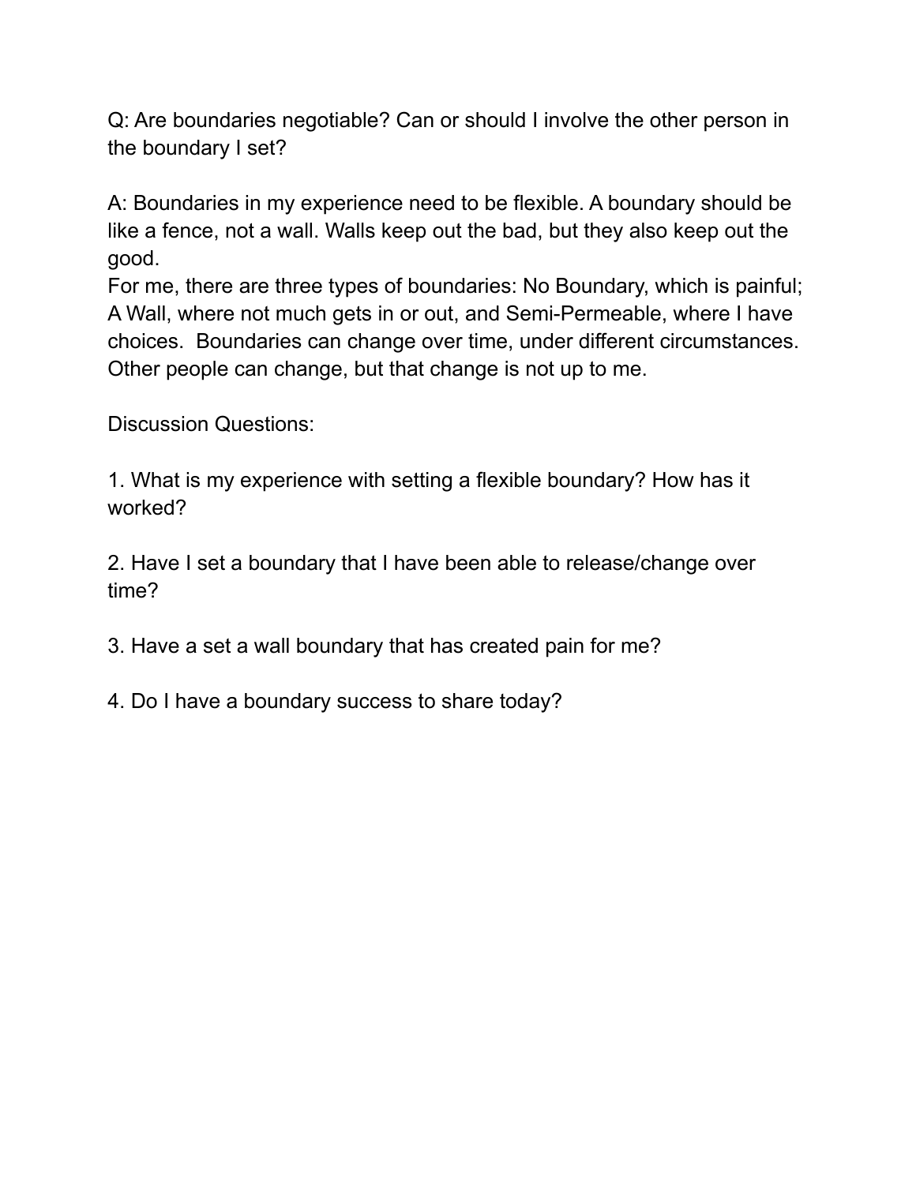Q: Are boundaries negotiable? Can or should I involve the other person in the boundary I set?

A: Boundaries in my experience need to be flexible. A boundary should be like a fence, not a wall. Walls keep out the bad, but they also keep out the good.
For me, there are three types of boundaries: No Boundary, which is painful; A Wall, where not much gets in or out, and Semi-Permeable, where I have choices. Boundaries can change over time, under different circumstances. Other people can change, but that change is not up to me.

Discussion Questions:

1. What is my experience with setting a flexible boundary? How has it worked?

2. Have I set a boundary that I have been able to release/change over time?

3. Have a set a wall boundary that has created pain for me?

4. Do I have a boundary success to share today?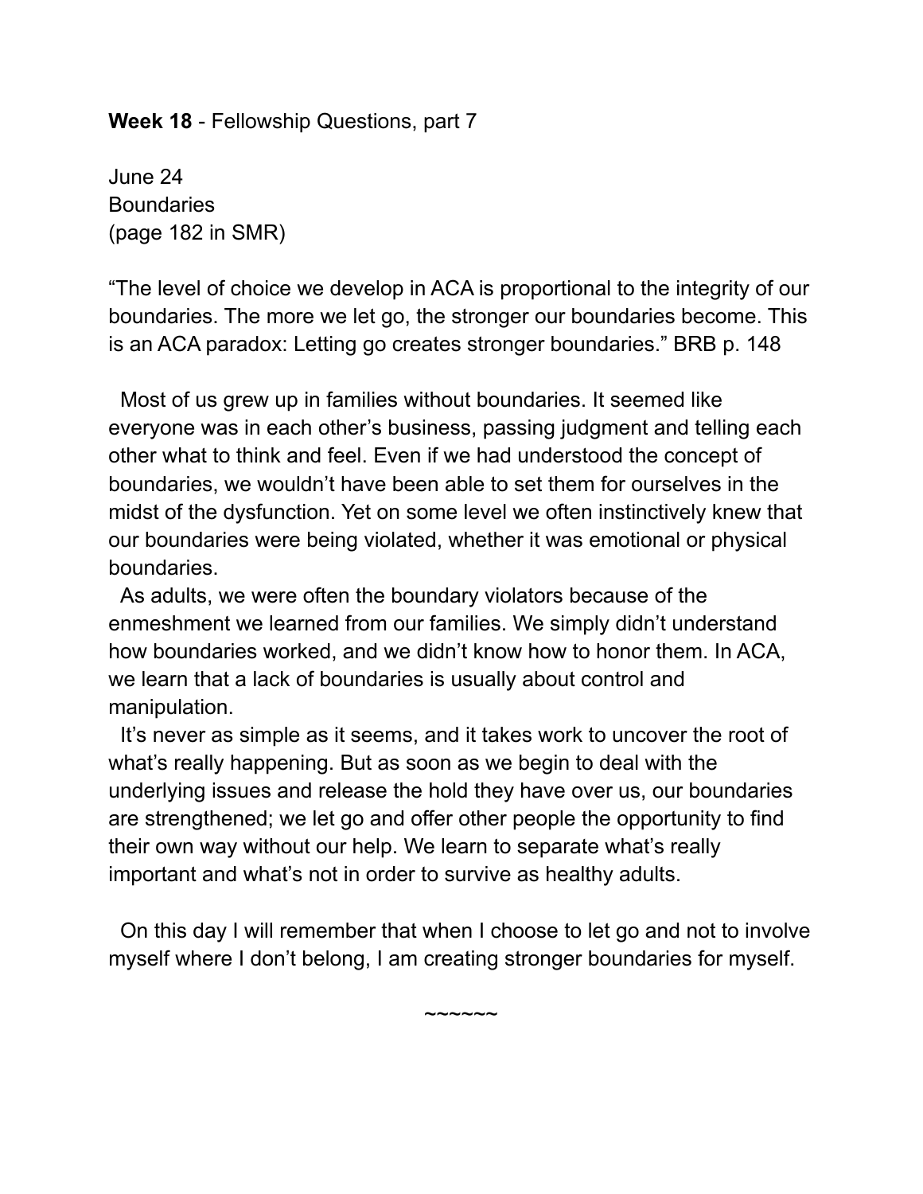**Week 18** - Fellowship Questions, part 7

June 24
Boundaries
(page 182 in SMR)

"The level of choice we develop in ACA is proportional to the integrity of our boundaries. The more we let go, the stronger our boundaries become. This is an ACA paradox: Letting go creates stronger boundaries." BRB p. 148

Most of us grew up in families without boundaries. It seemed like everyone was in each other's business, passing judgment and telling each other what to think and feel. Even if we had understood the concept of boundaries, we wouldn't have been able to set them for ourselves in the midst of the dysfunction. Yet on some level we often instinctively knew that our boundaries were being violated, whether it was emotional or physical boundaries.

As adults, we were often the boundary violators because of the enmeshment we learned from our families. We simply didn't understand how boundaries worked, and we didn't know how to honor them. In ACA, we learn that a lack of boundaries is usually about control and manipulation.

It's never as simple as it seems, and it takes work to uncover the root of what's really happening. But as soon as we begin to deal with the underlying issues and release the hold they have over us, our boundaries are strengthened; we let go and offer other people the opportunity to find their own way without our help. We learn to separate what's really important and what's not in order to survive as healthy adults.

On this day I will remember that when I choose to let go and not to involve myself where I don't belong, I am creating stronger boundaries for myself.

~~~~~~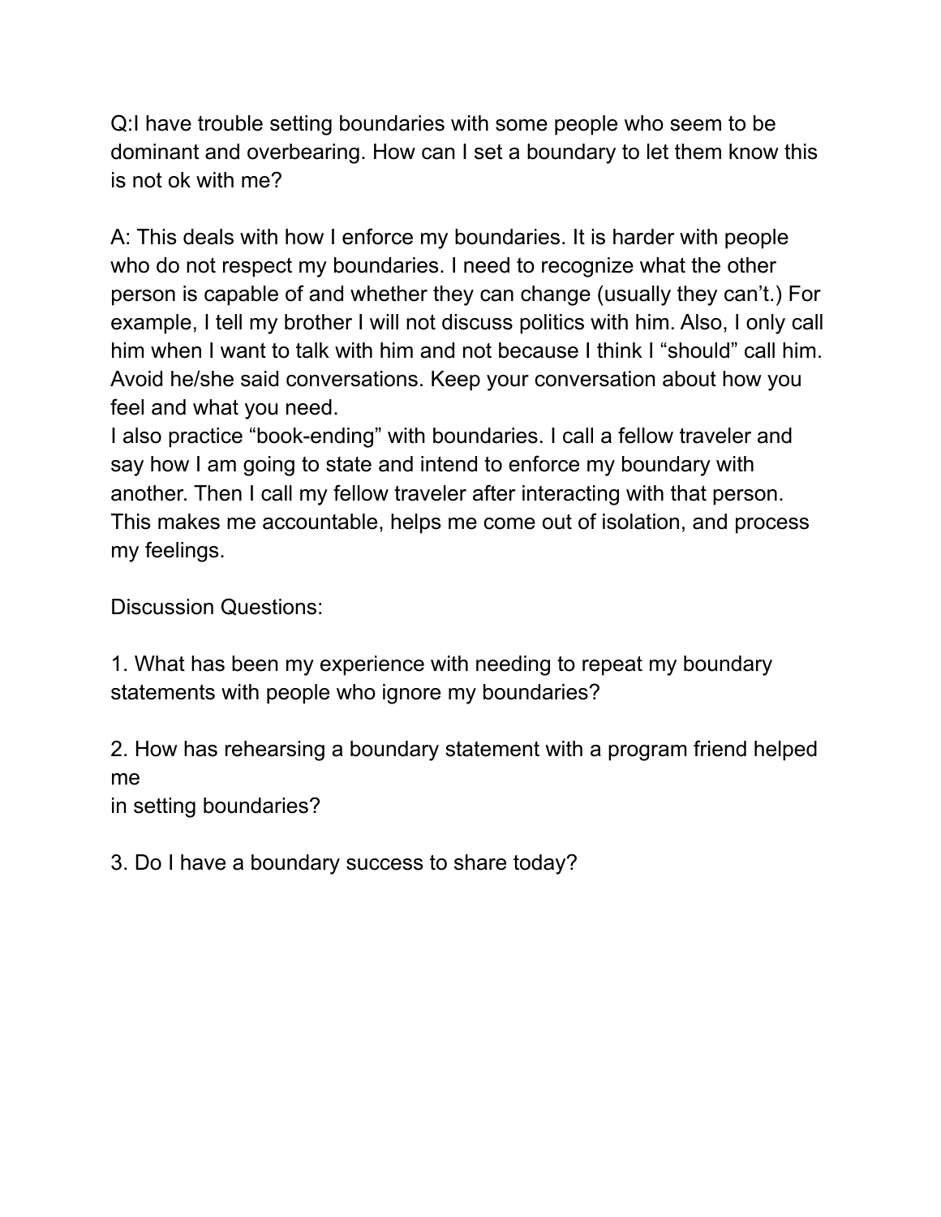Q:I have trouble setting boundaries with some people who seem to be dominant and overbearing. How can I set a boundary to let them know this is not ok with me?

A: This deals with how I enforce my boundaries. It is harder with people who do not respect my boundaries. I need to recognize what the other person is capable of and whether they can change (usually they can't.) For example, I tell my brother I will not discuss politics with him. Also, I only call him when I want to talk with him and not because I think I "should" call him. Avoid he/she said conversations. Keep your conversation about how you feel and what you need.
I also practice "book-ending" with boundaries. I call a fellow traveler and say how I am going to state and intend to enforce my boundary with another. Then I call my fellow traveler after interacting with that person. This makes me accountable, helps me come out of isolation, and process my feelings.

Discussion Questions:

1. What has been my experience with needing to repeat my boundary statements with people who ignore my boundaries?

2. How has rehearsing a boundary statement with a program friend helped me
in setting boundaries?

3. Do I have a boundary success to share today?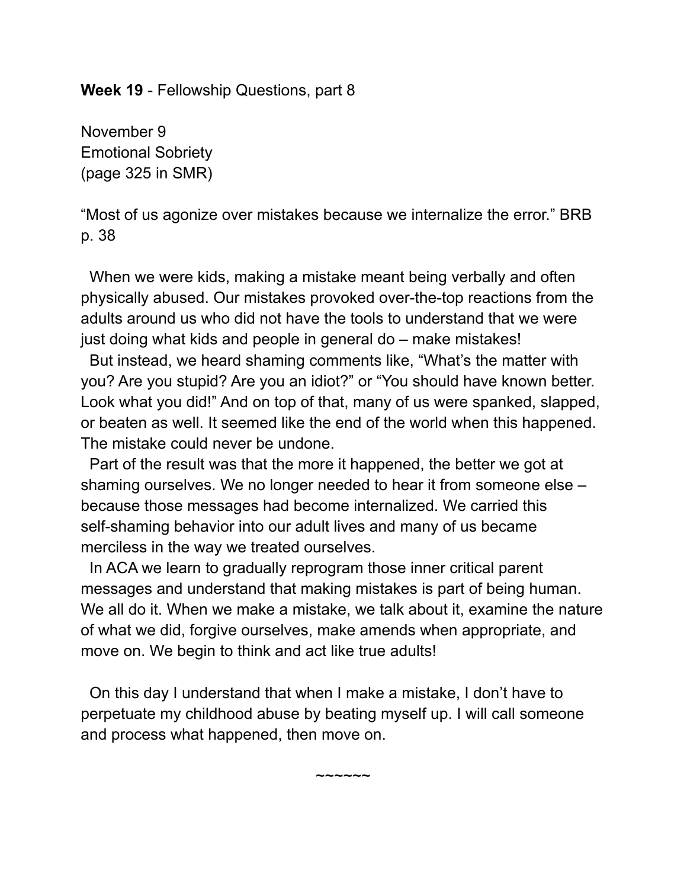**Week 19** - Fellowship Questions, part 8

November 9
Emotional Sobriety
(page 325 in SMR)

"Most of us agonize over mistakes because we internalize the error." BRB p. 38

When we were kids, making a mistake meant being verbally and often physically abused. Our mistakes provoked over-the-top reactions from the adults around us who did not have the tools to understand that we were just doing what kids and people in general do – make mistakes!

But instead, we heard shaming comments like, "What's the matter with you? Are you stupid? Are you an idiot?" or "You should have known better. Look what you did!" And on top of that, many of us were spanked, slapped, or beaten as well. It seemed like the end of the world when this happened. The mistake could never be undone.

Part of the result was that the more it happened, the better we got at shaming ourselves. We no longer needed to hear it from someone else – because those messages had become internalized. We carried this self-shaming behavior into our adult lives and many of us became merciless in the way we treated ourselves.

In ACA we learn to gradually reprogram those inner critical parent messages and understand that making mistakes is part of being human. We all do it. When we make a mistake, we talk about it, examine the nature of what we did, forgive ourselves, make amends when appropriate, and move on. We begin to think and act like true adults!

On this day I understand that when I make a mistake, I don't have to perpetuate my childhood abuse by beating myself up. I will call someone and process what happened, then move on.

~~~~~~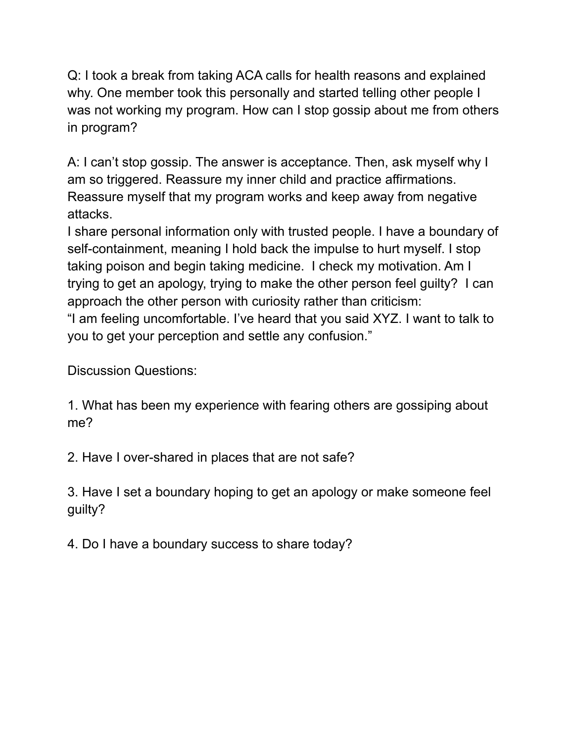Q: I took a break from taking ACA calls for health reasons and explained why. One member took this personally and started telling other people I was not working my program. How can I stop gossip about me from others in program?

A: I can't stop gossip. The answer is acceptance. Then, ask myself why I am so triggered. Reassure my inner child and practice affirmations. Reassure myself that my program works and keep away from negative attacks.
I share personal information only with trusted people. I have a boundary of self-containment, meaning I hold back the impulse to hurt myself. I stop taking poison and begin taking medicine. I check my motivation. Am I trying to get an apology, trying to make the other person feel guilty? I can approach the other person with curiosity rather than criticism:
"I am feeling uncomfortable. I've heard that you said XYZ. I want to talk to you to get your perception and settle any confusion."

Discussion Questions:

1. What has been my experience with fearing others are gossiping about me?

2. Have I over-shared in places that are not safe?

3. Have I set a boundary hoping to get an apology or make someone feel guilty?

4. Do I have a boundary success to share today?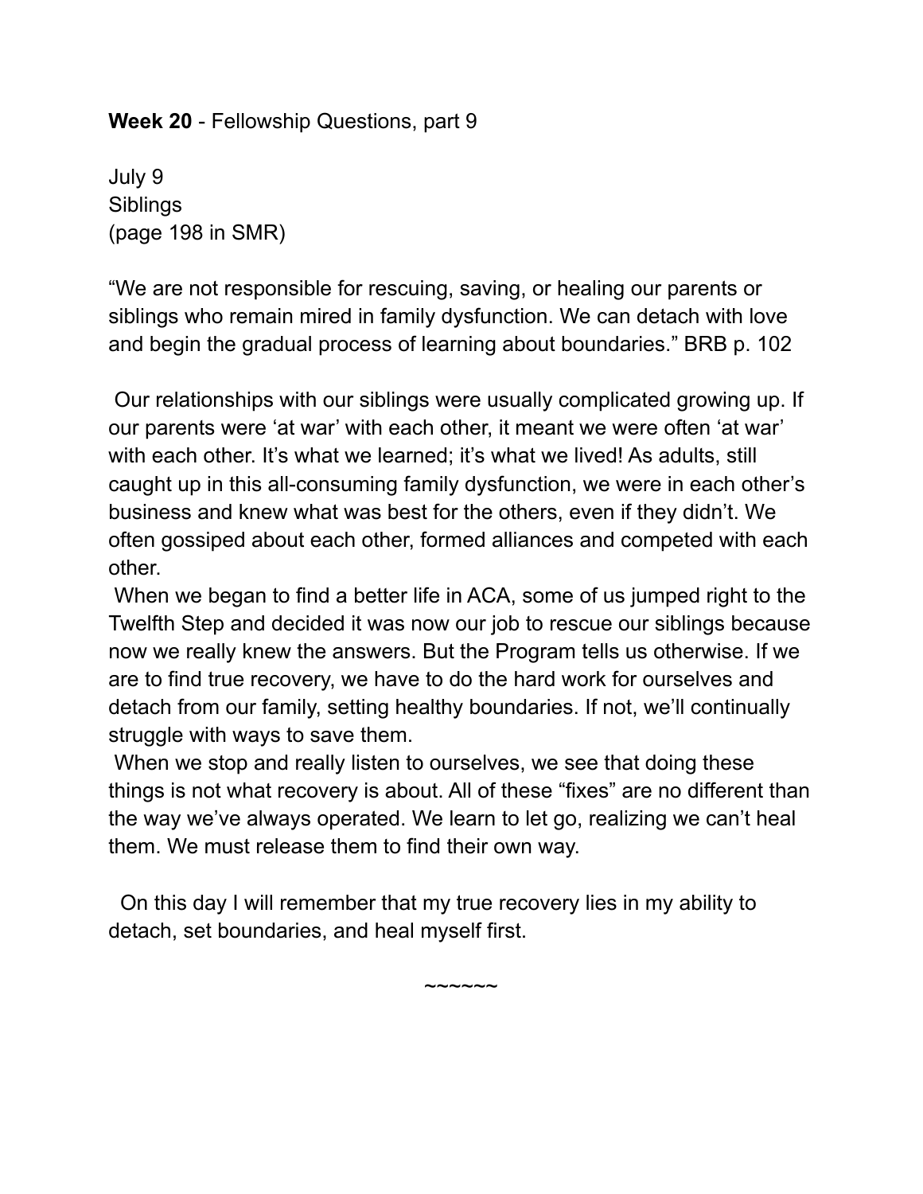**Week 20** - Fellowship Questions, part 9

July 9
Siblings
(page 198 in SMR)

"We are not responsible for rescuing, saving, or healing our parents or siblings who remain mired in family dysfunction. We can detach with love and begin the gradual process of learning about boundaries." BRB p. 102

Our relationships with our siblings were usually complicated growing up. If our parents were 'at war' with each other, it meant we were often 'at war' with each other. It's what we learned; it's what we lived! As adults, still caught up in this all-consuming family dysfunction, we were in each other's business and knew what was best for the others, even if they didn't. We often gossiped about each other, formed alliances and competed with each other.

When we began to find a better life in ACA, some of us jumped right to the Twelfth Step and decided it was now our job to rescue our siblings because now we really knew the answers. But the Program tells us otherwise. If we are to find true recovery, we have to do the hard work for ourselves and detach from our family, setting healthy boundaries. If not, we'll continually struggle with ways to save them.

When we stop and really listen to ourselves, we see that doing these things is not what recovery is about. All of these "fixes" are no different than the way we've always operated. We learn to let go, realizing we can't heal them. We must release them to find their own way.

On this day I will remember that my true recovery lies in my ability to detach, set boundaries, and heal myself first.

~~~~~~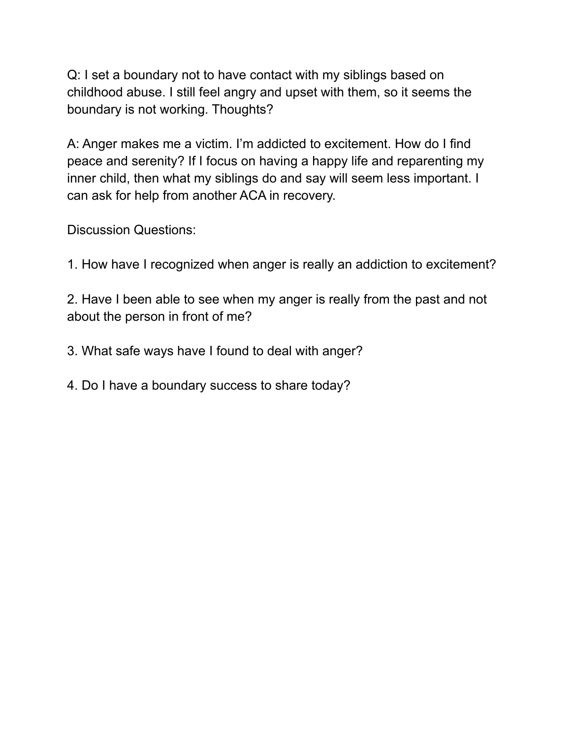Q: I set a boundary not to have contact with my siblings based on childhood abuse. I still feel angry and upset with them, so it seems the boundary is not working. Thoughts?

A: Anger makes me a victim. I'm addicted to excitement. How do I find peace and serenity? If I focus on having a happy life and reparenting my inner child, then what my siblings do and say will seem less important. I can ask for help from another ACA in recovery.

Discussion Questions:

1. How have I recognized when anger is really an addiction to excitement?

2. Have I been able to see when my anger is really from the past and not about the person in front of me?

3. What safe ways have I found to deal with anger?

4. Do I have a boundary success to share today?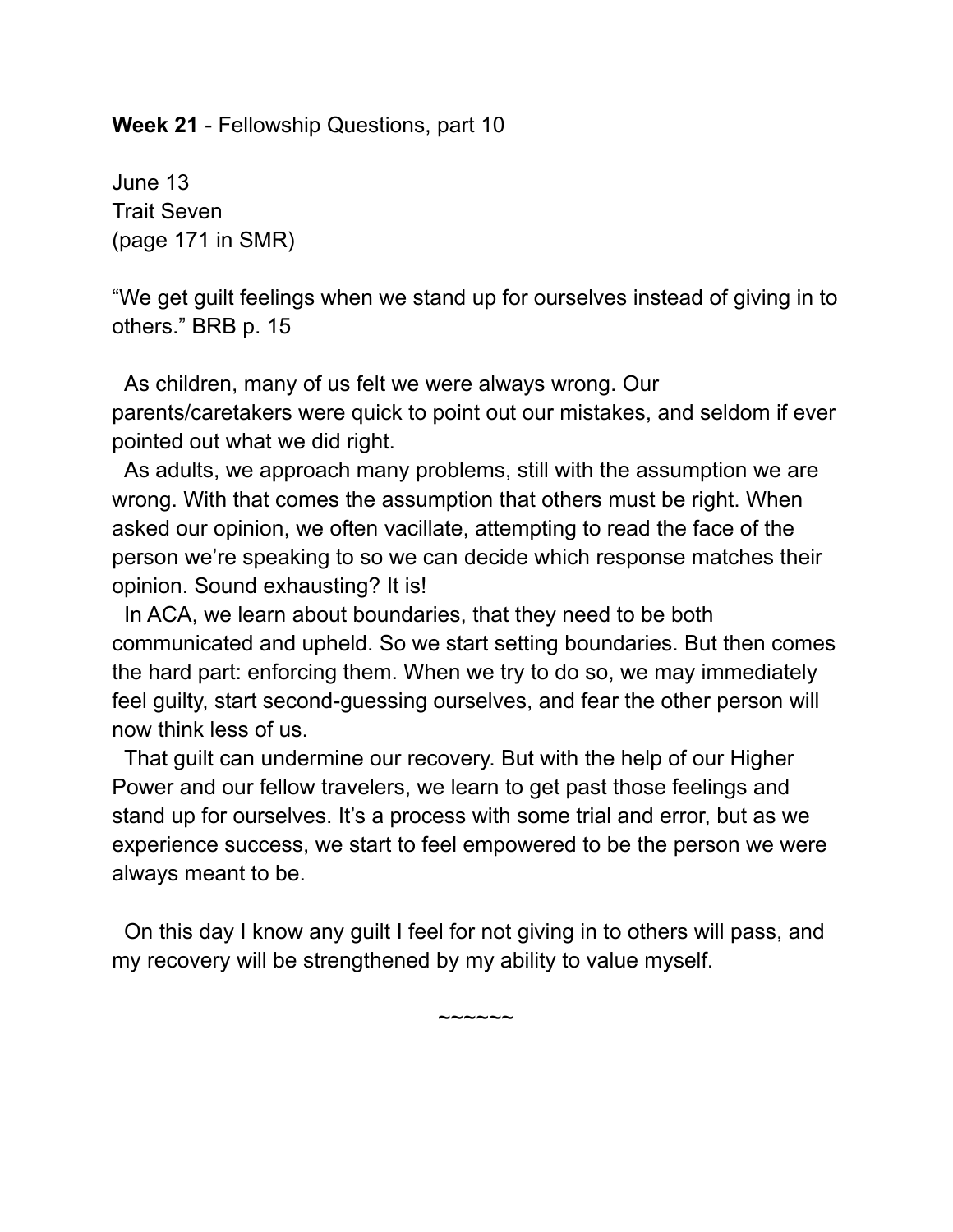**Week 21** - Fellowship Questions, part 10

June 13
Trait Seven
(page 171 in SMR)

"We get guilt feelings when we stand up for ourselves instead of giving in to others." BRB p. 15

As children, many of us felt we were always wrong. Our parents/caretakers were quick to point out our mistakes, and seldom if ever pointed out what we did right.

As adults, we approach many problems, still with the assumption we are wrong. With that comes the assumption that others must be right. When asked our opinion, we often vacillate, attempting to read the face of the person we're speaking to so we can decide which response matches their opinion. Sound exhausting? It is!

In ACA, we learn about boundaries, that they need to be both communicated and upheld. So we start setting boundaries. But then comes the hard part: enforcing them. When we try to do so, we may immediately feel guilty, start second-guessing ourselves, and fear the other person will now think less of us.

That guilt can undermine our recovery. But with the help of our Higher Power and our fellow travelers, we learn to get past those feelings and stand up for ourselves. It's a process with some trial and error, but as we experience success, we start to feel empowered to be the person we were always meant to be.

On this day I know any guilt I feel for not giving in to others will pass, and my recovery will be strengthened by my ability to value myself.

~~~~~~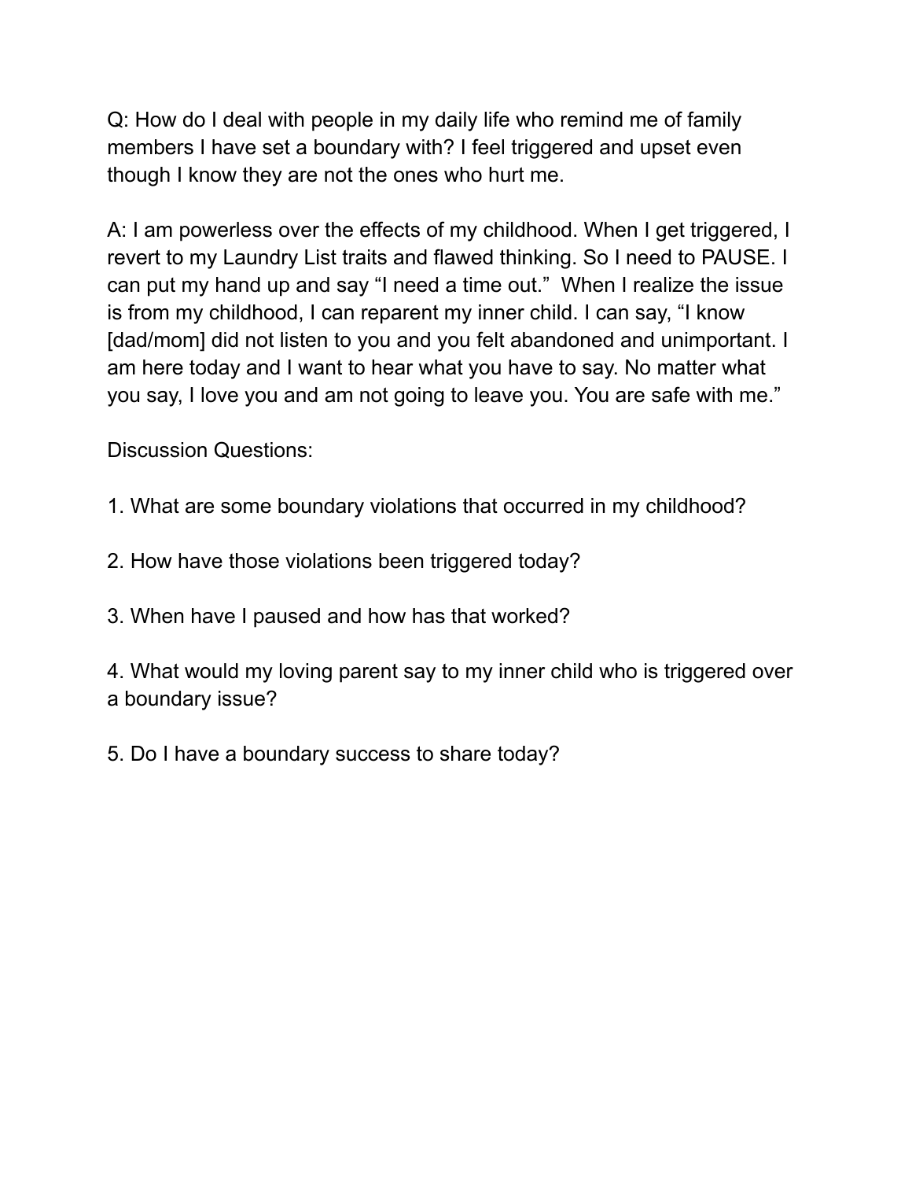Q: How do I deal with people in my daily life who remind me of family members I have set a boundary with? I feel triggered and upset even though I know they are not the ones who hurt me.

A: I am powerless over the effects of my childhood. When I get triggered, I revert to my Laundry List traits and flawed thinking. So I need to PAUSE. I can put my hand up and say “I need a time out.” When I realize the issue is from my childhood, I can reparent my inner child. I can say, “I know [dad/mom] did not listen to you and you felt abandoned and unimportant. I am here today and I want to hear what you have to say. No matter what you say, I love you and am not going to leave you. You are safe with me.”

Discussion Questions:

1. What are some boundary violations that occurred in my childhood?

2. How have those violations been triggered today?

3. When have I paused and how has that worked?

4. What would my loving parent say to my inner child who is triggered over a boundary issue?

5. Do I have a boundary success to share today?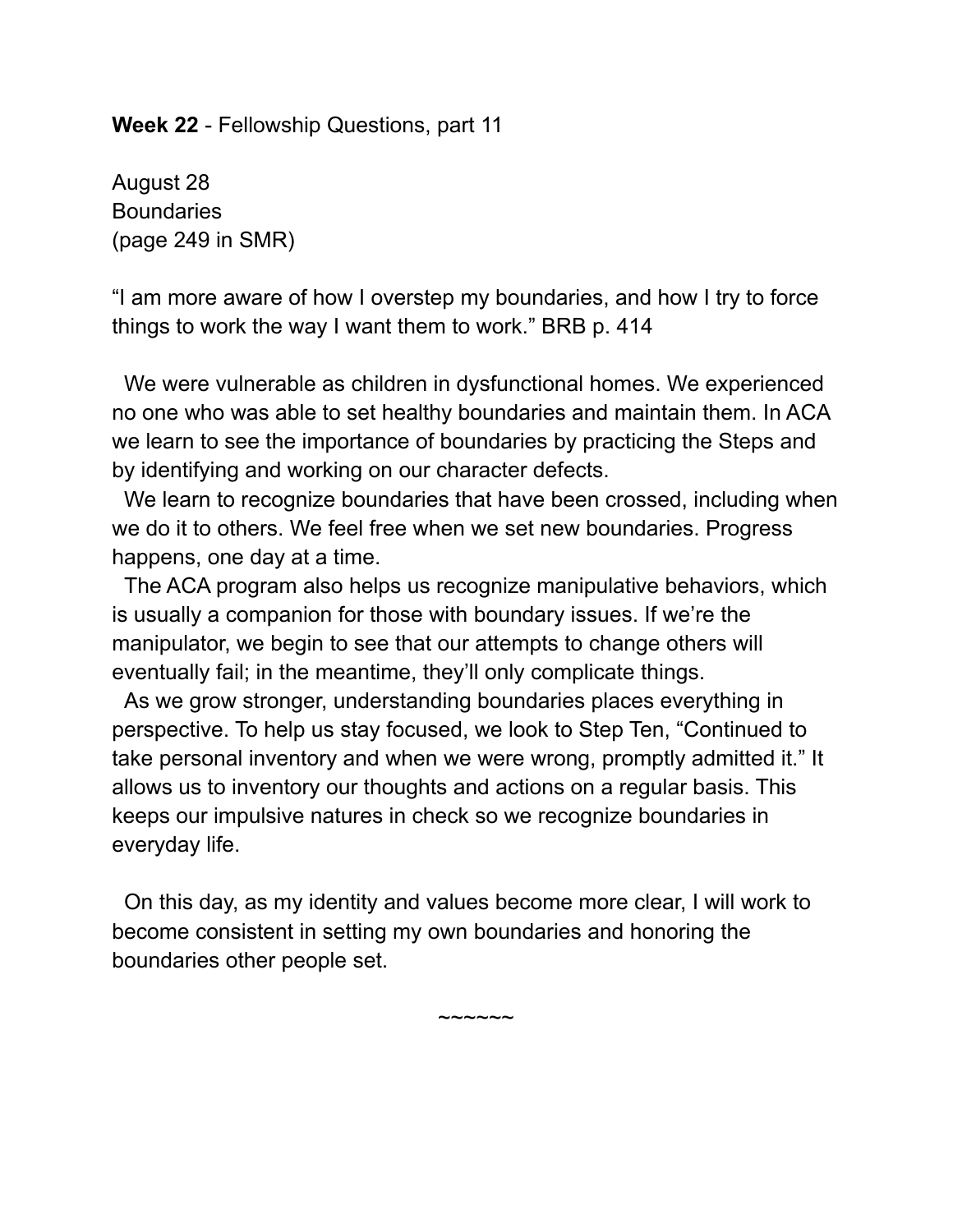**Week 22** - Fellowship Questions, part 11

August 28
Boundaries
(page 249 in SMR)

"I am more aware of how I overstep my boundaries, and how I try to force things to work the way I want them to work." BRB p. 414

We were vulnerable as children in dysfunctional homes. We experienced no one who was able to set healthy boundaries and maintain them. In ACA we learn to see the importance of boundaries by practicing the Steps and by identifying and working on our character defects.

We learn to recognize boundaries that have been crossed, including when we do it to others. We feel free when we set new boundaries. Progress happens, one day at a time.

The ACA program also helps us recognize manipulative behaviors, which is usually a companion for those with boundary issues. If we're the manipulator, we begin to see that our attempts to change others will eventually fail; in the meantime, they'll only complicate things.

As we grow stronger, understanding boundaries places everything in perspective. To help us stay focused, we look to Step Ten, "Continued to take personal inventory and when we were wrong, promptly admitted it." It allows us to inventory our thoughts and actions on a regular basis. This keeps our impulsive natures in check so we recognize boundaries in everyday life.

On this day, as my identity and values become more clear, I will work to become consistent in setting my own boundaries and honoring the boundaries other people set.

~~~~~~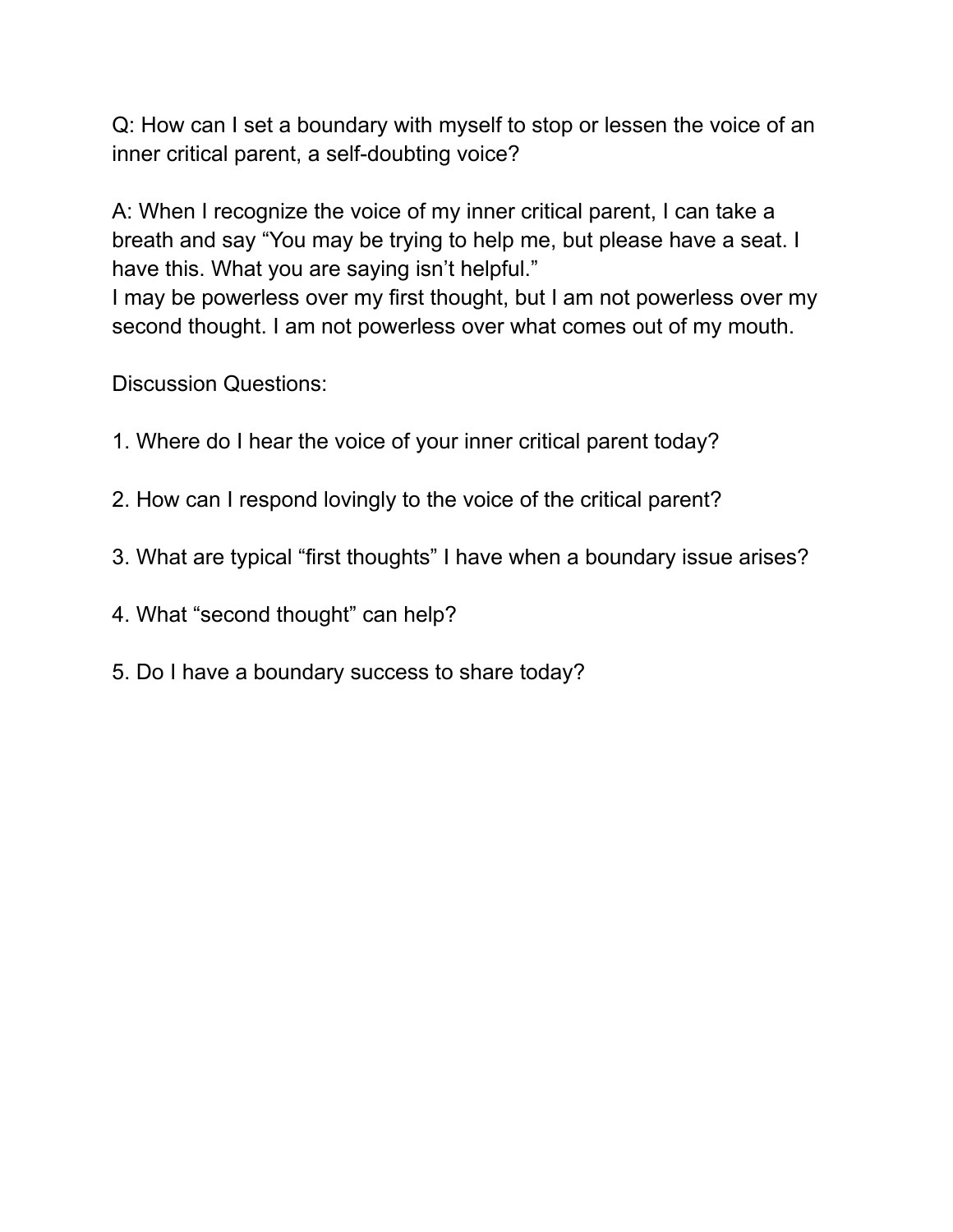Q: How can I set a boundary with myself to stop or lessen the voice of an inner critical parent, a self-doubting voice?

A: When I recognize the voice of my inner critical parent, I can take a breath and say "You may be trying to help me, but please have a seat. I have this. What you are saying isn't helpful."
I may be powerless over my first thought, but I am not powerless over my second thought. I am not powerless over what comes out of my mouth.

Discussion Questions:

1. Where do I hear the voice of your inner critical parent today?

2. How can I respond lovingly to the voice of the critical parent?

3. What are typical "first thoughts" I have when a boundary issue arises?

4. What "second thought" can help?

5. Do I have a boundary success to share today?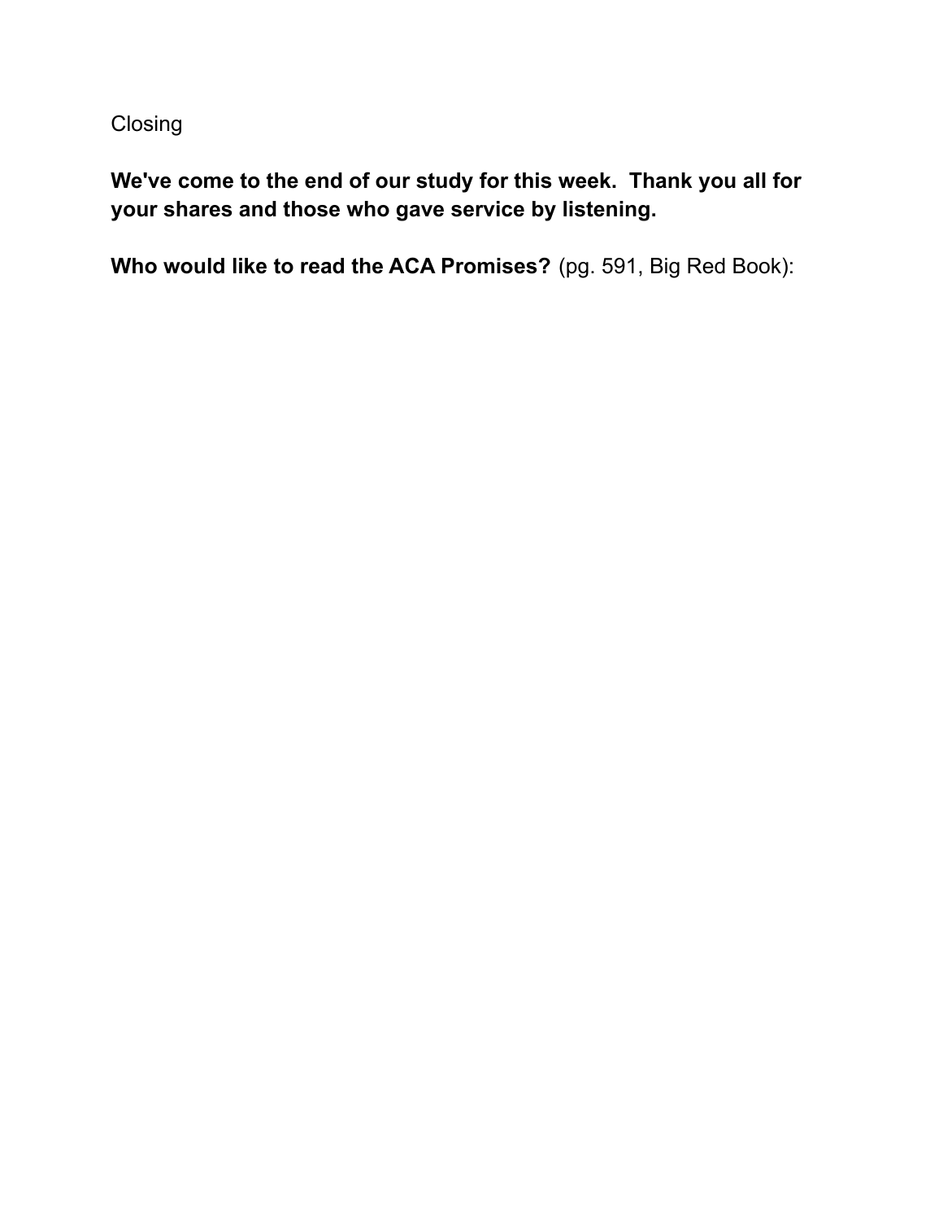Closing

**We've come to the end of our study for this week.  Thank you all for your shares and those who gave service by listening.**

**Who would like to read the ACA Promises?** (pg. 591, Big Red Book):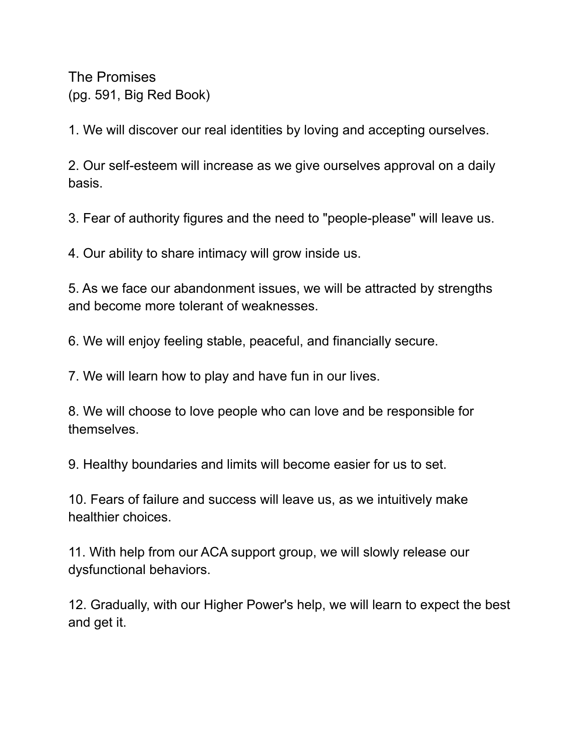# The Promises

(pg. 591, Big Red Book)

1. We will discover our real identities by loving and accepting ourselves.

2. Our self-esteem will increase as we give ourselves approval on a daily basis.

3. Fear of authority figures and the need to "people-please" will leave us.

4. Our ability to share intimacy will grow inside us.

5. As we face our abandonment issues, we will be attracted by strengths and become more tolerant of weaknesses.

6. We will enjoy feeling stable, peaceful, and financially secure.

7. We will learn how to play and have fun in our lives.

8. We will choose to love people who can love and be responsible for themselves.

9. Healthy boundaries and limits will become easier for us to set.

10. Fears of failure and success will leave us, as we intuitively make healthier choices.

11. With help from our ACA support group, we will slowly release our dysfunctional behaviors.

12. Gradually, with our Higher Power's help, we will learn to expect the best and get it.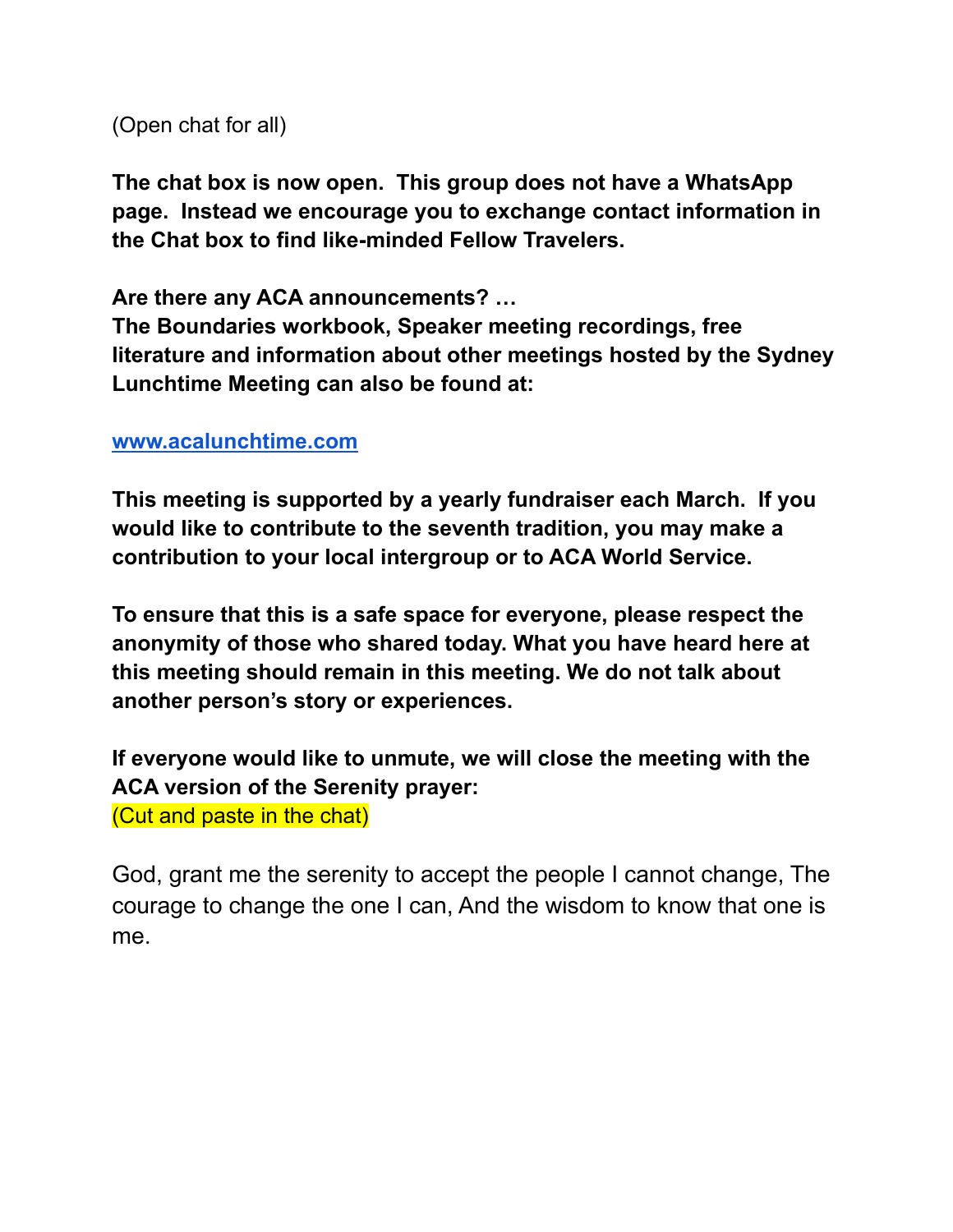(Open chat for all)

**The chat box is now open.  This group does not have a WhatsApp page.  Instead we encourage you to exchange contact information in the Chat box to find like-minded Fellow Travelers.**

**Are there any ACA announcements? …**
**The Boundaries workbook, Speaker meeting recordings, free literature and information about other meetings hosted by the Sydney Lunchtime Meeting can also be found at:**

**[www.acalunchtime.com](http://www.acalunchtime.com)**

**This meeting is supported by a yearly fundraiser each March.  If you would like to contribute to the seventh tradition, you may make a contribution to your local intergroup or to ACA World Service.**

**To ensure that this is a safe space for everyone, please respect the anonymity of those who shared today. What you have heard here at this meeting should remain in this meeting. We do not talk about another person's story or experiences.**

**If everyone would like to unmute, we will close the meeting with the ACA version of the Serenity prayer:**
(Cut and paste in the chat)

God, grant me the serenity to accept the people I cannot change, The courage to change the one I can, And the wisdom to know that one is me.